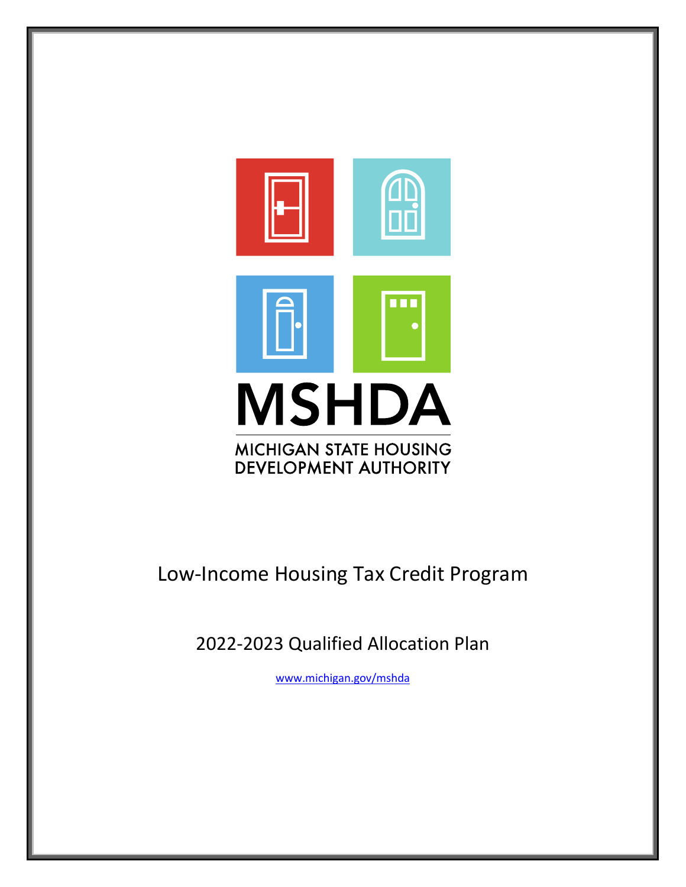MSHDA

MICHIGAN STATE HOUSING DEVELOPMENT AUTHORITY

# Low-Income Housing Tax Credit Program

## 2022-2023 Qualified Allocation Plan

www.michigan.gov/mshda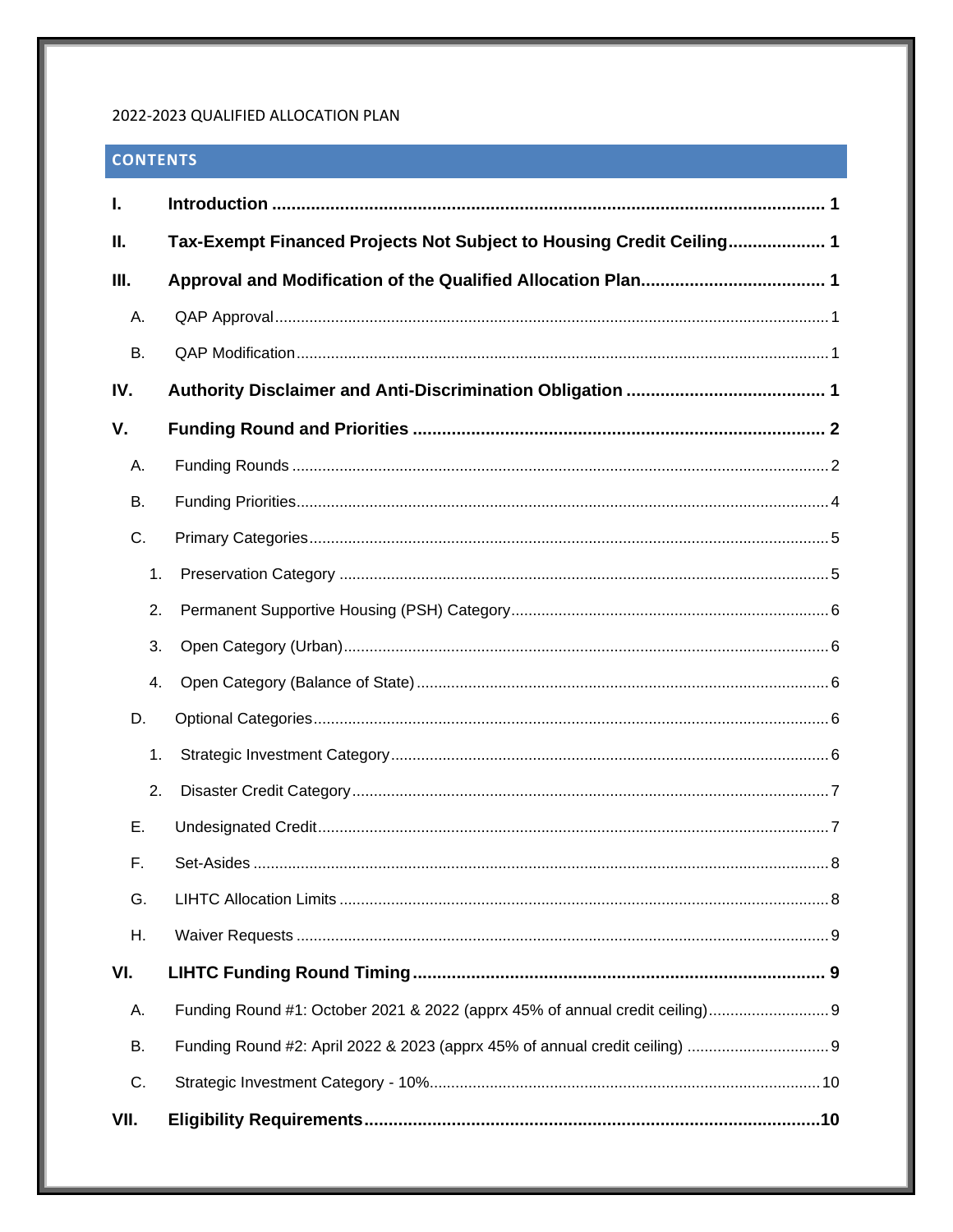2022-2023 QUALIFIED ALLOCATION PLAN

## CONTENTS

**I. Introduction .......... 1**

**II. Tax-Exempt Financed Projects Not Subject to Housing Credit Ceiling .......... 1**

**III. Approval and Modification of the Qualified Allocation Plan .......... 1**

- A. QAP Approval .......... 1
- B. QAP Modification .......... 1

**IV. Authority Disclaimer and Anti-Discrimination Obligation .......... 1**

**V. Funding Round and Priorities .......... 2**

- A. Funding Rounds .......... 2
- B. Funding Priorities .......... 4
- C. Primary Categories .......... 5
  1. Preservation Category .......... 5
  2. Permanent Supportive Housing (PSH) Category .......... 6
  3. Open Category (Urban) .......... 6
  4. Open Category (Balance of State) .......... 6
- D. Optional Categories .......... 6
  1. Strategic Investment Category .......... 6
  2. Disaster Credit Category .......... 7
- E. Undesignated Credit .......... 7
- F. Set-Asides .......... 8
- G. LIHTC Allocation Limits .......... 8
- H. Waiver Requests .......... 9

**VI. LIHTC Funding Round Timing .......... 9**

- A. Funding Round #1: October 2021 & 2022 (apprx 45% of annual credit ceiling) .......... 9
- B. Funding Round #2: April 2022 & 2023 (apprx 45% of annual credit ceiling) .......... 9
- C. Strategic Investment Category - 10% .......... 10

**VII. Eligibility Requirements .......... 10**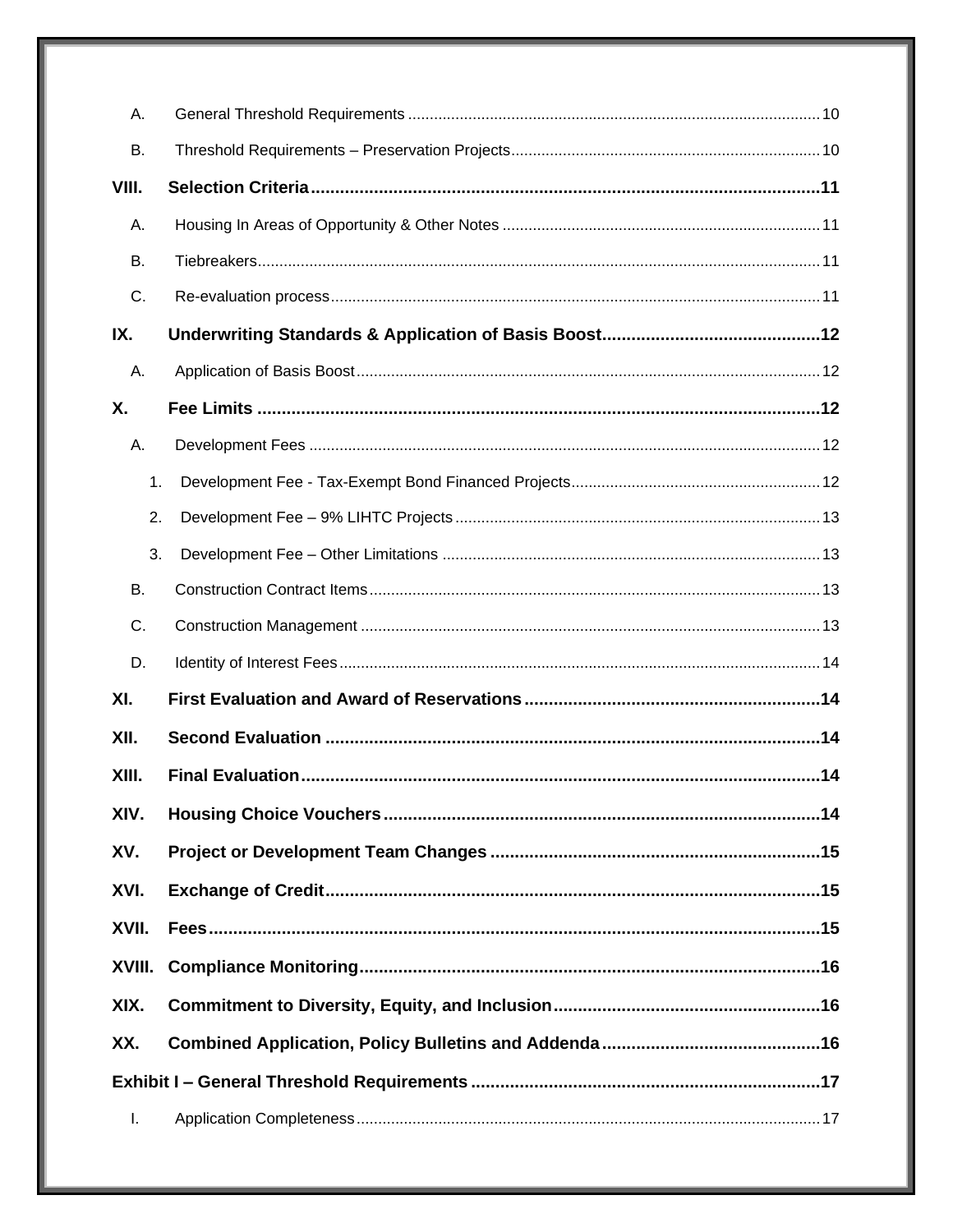A. General Threshold Requirements ..... 10

B. Threshold Requirements – Preservation Projects ..... 10

**VIII. Selection Criteria ..... 11**

A. Housing In Areas of Opportunity & Other Notes ..... 11

B. Tiebreakers ..... 11

C. Re-evaluation process ..... 11

**IX. Underwriting Standards & Application of Basis Boost ..... 12**

A. Application of Basis Boost ..... 12

**X. Fee Limits ..... 12**

A. Development Fees ..... 12

1. Development Fee - Tax-Exempt Bond Financed Projects ..... 12
2. Development Fee – 9% LIHTC Projects ..... 13
3. Development Fee – Other Limitations ..... 13

B. Construction Contract Items ..... 13

C. Construction Management ..... 13

D. Identity of Interest Fees ..... 14

**XI. First Evaluation and Award of Reservations ..... 14**

**XII. Second Evaluation ..... 14**

**XIII. Final Evaluation ..... 14**

**XIV. Housing Choice Vouchers ..... 14**

**XV. Project or Development Team Changes ..... 15**

**XVI. Exchange of Credit ..... 15**

**XVII. Fees ..... 15**

**XVIII. Compliance Monitoring ..... 16**

**XIX. Commitment to Diversity, Equity, and Inclusion ..... 16**

**XX. Combined Application, Policy Bulletins and Addenda ..... 16**

**Exhibit I – General Threshold Requirements ..... 17**

I. Application Completeness ..... 17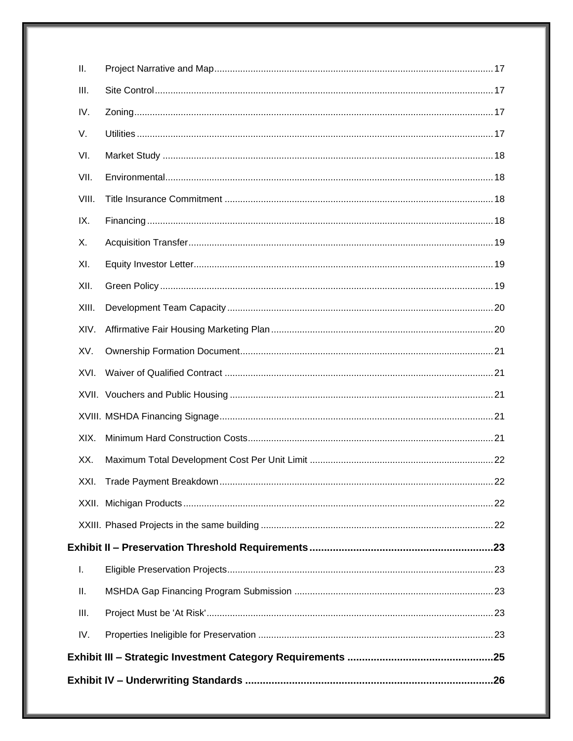- II. Project Narrative and Map ... 17
- III. Site Control ... 17
- IV. Zoning ... 17
- V. Utilities ... 17
- VI. Market Study ... 18
- VII. Environmental ... 18
- VIII. Title Insurance Commitment ... 18
- IX. Financing ... 18
- X. Acquisition Transfer ... 19
- XI. Equity Investor Letter ... 19
- XII. Green Policy ... 19
- XIII. Development Team Capacity ... 20
- XIV. Affirmative Fair Housing Marketing Plan ... 20
- XV. Ownership Formation Document ... 21
- XVI. Waiver of Qualified Contract ... 21
- XVII. Vouchers and Public Housing ... 21
- XVIII. MSHDA Financing Signage ... 21
- XIX. Minimum Hard Construction Costs ... 21
- XX. Maximum Total Development Cost Per Unit Limit ... 22
- XXI. Trade Payment Breakdown ... 22
- XXII. Michigan Products ... 22
- XXIII. Phased Projects in the same building ... 22

**Exhibit II – Preservation Threshold Requirements ... 23**

- I. Eligible Preservation Projects ... 23
- II. MSHDA Gap Financing Program Submission ... 23
- III. Project Must be 'At Risk' ... 23
- IV. Properties Ineligible for Preservation ... 23

**Exhibit III – Strategic Investment Category Requirements ... 25**

**Exhibit IV – Underwriting Standards ... 26**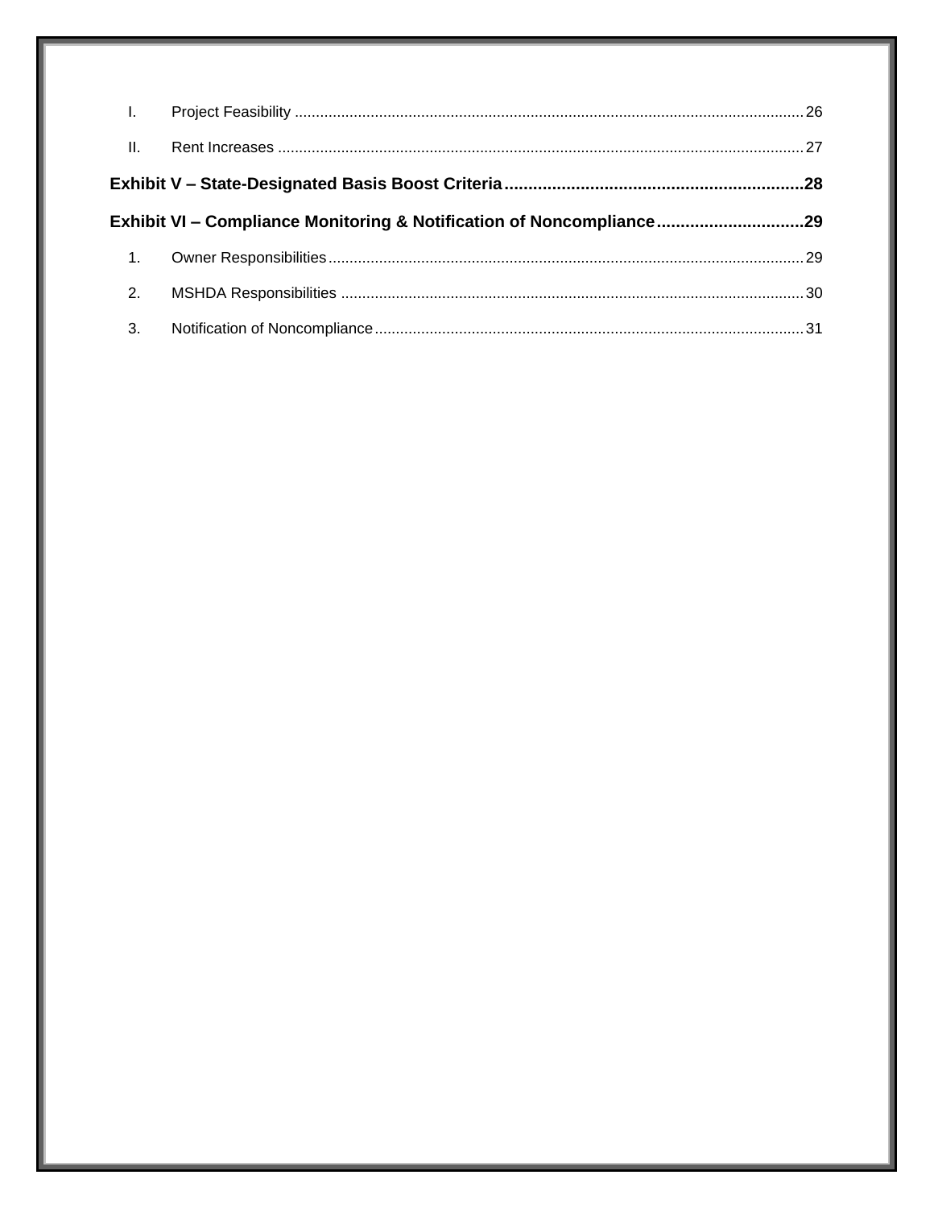I. Project Feasibility ........................................................................................................................ 26

II. Rent Increases ........................................................................................................................... 27

**Exhibit V – State-Designated Basis Boost Criteria ............................................................... 28**

**Exhibit VI – Compliance Monitoring & Notification of Noncompliance ............................... 29**

1. Owner Responsibilities ................................................................................................................ 29
2. MSHDA Responsibilities ............................................................................................................. 30
3. Notification of Noncompliance ..................................................................................................... 31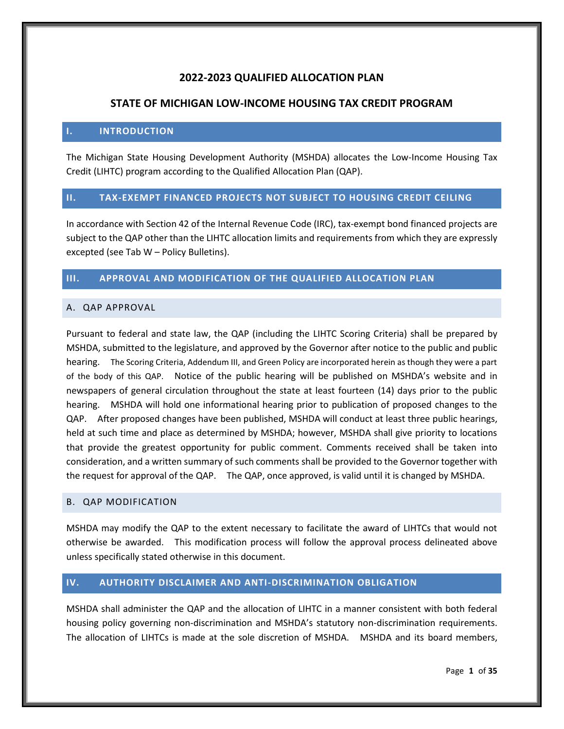# 2022-2023 QUALIFIED ALLOCATION PLAN

## STATE OF MICHIGAN LOW-INCOME HOUSING TAX CREDIT PROGRAM

## I. INTRODUCTION

The Michigan State Housing Development Authority (MSHDA) allocates the Low-Income Housing Tax Credit (LIHTC) program according to the Qualified Allocation Plan (QAP).

## II. TAX-EXEMPT FINANCED PROJECTS NOT SUBJECT TO HOUSING CREDIT CEILING

In accordance with Section 42 of the Internal Revenue Code (IRC), tax-exempt bond financed projects are subject to the QAP other than the LIHTC allocation limits and requirements from which they are expressly excepted (see Tab W – Policy Bulletins).

## III. APPROVAL AND MODIFICATION OF THE QUALIFIED ALLOCATION PLAN

### A. QAP APPROVAL

Pursuant to federal and state law, the QAP (including the LIHTC Scoring Criteria) shall be prepared by MSHDA, submitted to the legislature, and approved by the Governor after notice to the public and public hearing. The Scoring Criteria, Addendum III, and Green Policy are incorporated herein as though they were a part of the body of this QAP. Notice of the public hearing will be published on MSHDA's website and in newspapers of general circulation throughout the state at least fourteen (14) days prior to the public hearing. MSHDA will hold one informational hearing prior to publication of proposed changes to the QAP. After proposed changes have been published, MSHDA will conduct at least three public hearings, held at such time and place as determined by MSHDA; however, MSHDA shall give priority to locations that provide the greatest opportunity for public comment. Comments received shall be taken into consideration, and a written summary of such comments shall be provided to the Governor together with the request for approval of the QAP. The QAP, once approved, is valid until it is changed by MSHDA.

### B. QAP MODIFICATION

MSHDA may modify the QAP to the extent necessary to facilitate the award of LIHTCs that would not otherwise be awarded. This modification process will follow the approval process delineated above unless specifically stated otherwise in this document.

## IV. AUTHORITY DISCLAIMER AND ANTI-DISCRIMINATION OBLIGATION

MSHDA shall administer the QAP and the allocation of LIHTC in a manner consistent with both federal housing policy governing non-discrimination and MSHDA's statutory non-discrimination requirements. The allocation of LIHTCs is made at the sole discretion of MSHDA. MSHDA and its board members,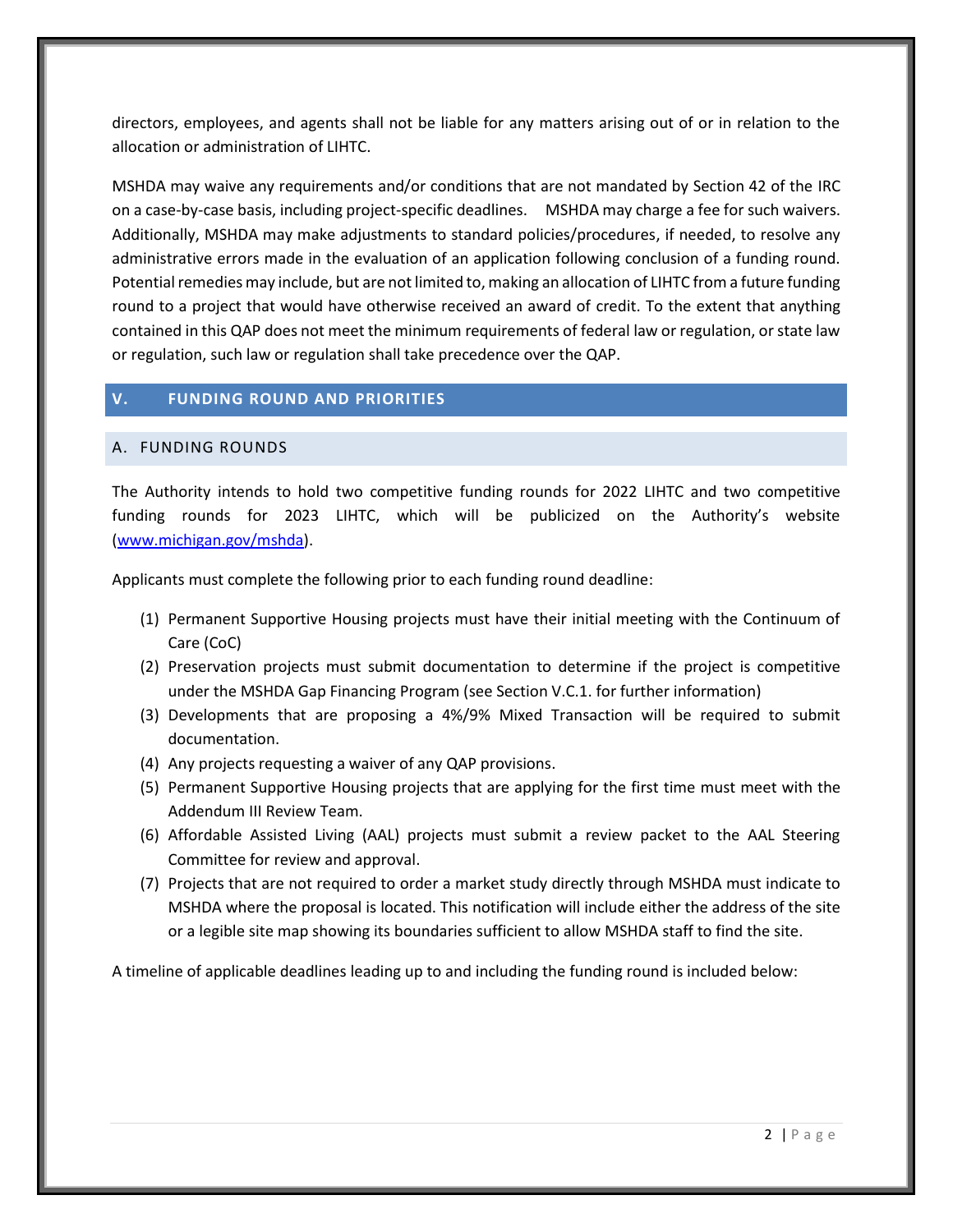directors, employees, and agents shall not be liable for any matters arising out of or in relation to the allocation or administration of LIHTC.

MSHDA may waive any requirements and/or conditions that are not mandated by Section 42 of the IRC on a case-by-case basis, including project-specific deadlines. MSHDA may charge a fee for such waivers. Additionally, MSHDA may make adjustments to standard policies/procedures, if needed, to resolve any administrative errors made in the evaluation of an application following conclusion of a funding round. Potential remedies may include, but are not limited to, making an allocation of LIHTC from a future funding round to a project that would have otherwise received an award of credit. To the extent that anything contained in this QAP does not meet the minimum requirements of federal law or regulation, or state law or regulation, such law or regulation shall take precedence over the QAP.

## V. FUNDING ROUND AND PRIORITIES

### A. FUNDING ROUNDS

The Authority intends to hold two competitive funding rounds for 2022 LIHTC and two competitive funding rounds for 2023 LIHTC, which will be publicized on the Authority's website (www.michigan.gov/mshda).

Applicants must complete the following prior to each funding round deadline:

(1) Permanent Supportive Housing projects must have their initial meeting with the Continuum of Care (CoC)

(2) Preservation projects must submit documentation to determine if the project is competitive under the MSHDA Gap Financing Program (see Section V.C.1. for further information)

(3) Developments that are proposing a 4%/9% Mixed Transaction will be required to submit documentation.

(4) Any projects requesting a waiver of any QAP provisions.

(5) Permanent Supportive Housing projects that are applying for the first time must meet with the Addendum III Review Team.

(6) Affordable Assisted Living (AAL) projects must submit a review packet to the AAL Steering Committee for review and approval.

(7) Projects that are not required to order a market study directly through MSHDA must indicate to MSHDA where the proposal is located. This notification will include either the address of the site or a legible site map showing its boundaries sufficient to allow MSHDA staff to find the site.

A timeline of applicable deadlines leading up to and including the funding round is included below: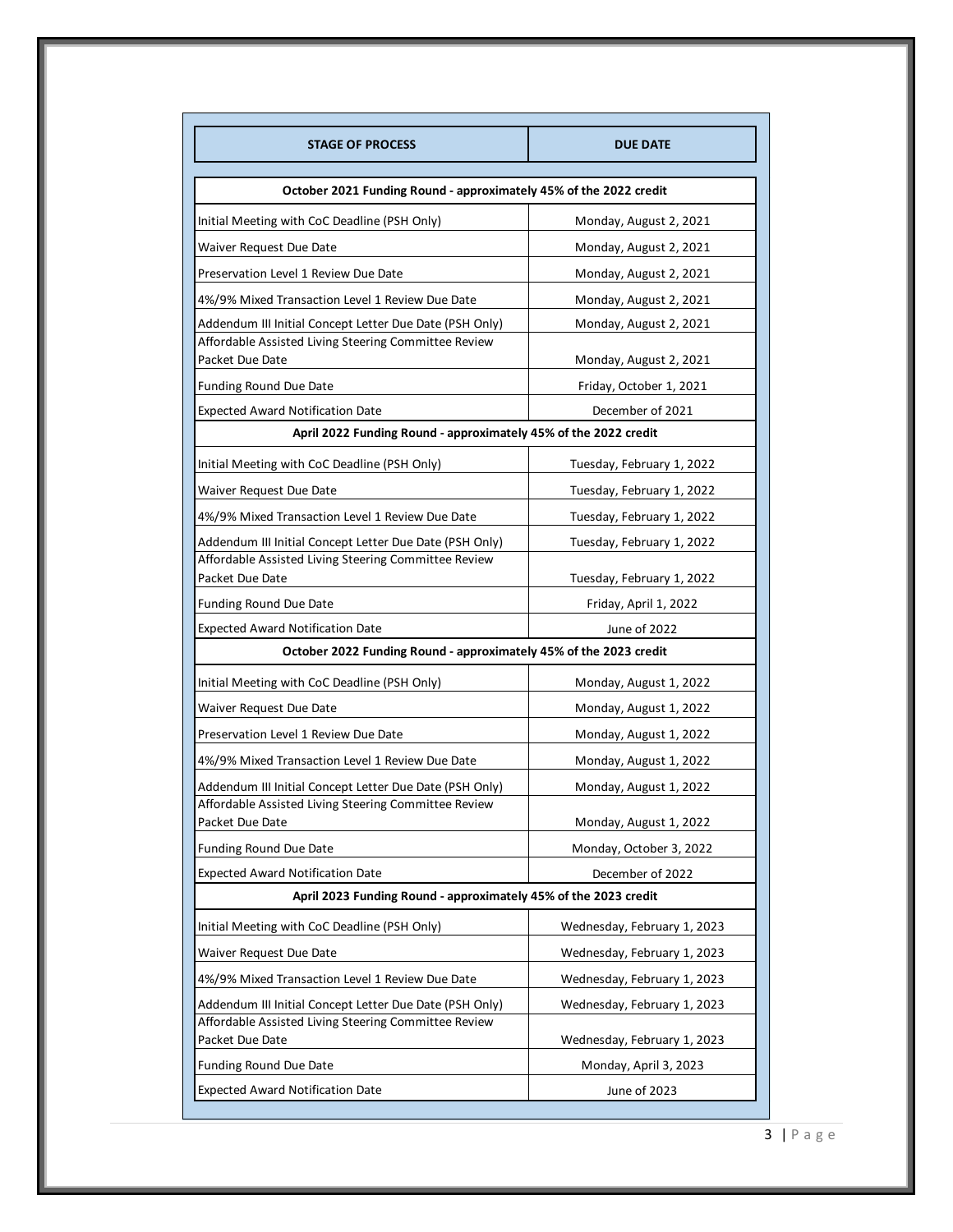| STAGE OF PROCESS | DUE DATE |
|---|---|
| **October 2021 Funding Round - approximately 45% of the 2022 credit** | |
| Initial Meeting with CoC Deadline (PSH Only) | Monday, August 2, 2021 |
| Waiver Request Due Date | Monday, August 2, 2021 |
| Preservation Level 1 Review Due Date | Monday, August 2, 2021 |
| 4%/9% Mixed Transaction Level 1 Review Due Date | Monday, August 2, 2021 |
| Addendum III Initial Concept Letter Due Date (PSH Only) | Monday, August 2, 2021 |
| Affordable Assisted Living Steering Committee Review Packet Due Date | Monday, August 2, 2021 |
| Funding Round Due Date | Friday, October 1, 2021 |
| Expected Award Notification Date | December of 2021 |
| **April 2022 Funding Round - approximately 45% of the 2022 credit** | |
| Initial Meeting with CoC Deadline (PSH Only) | Tuesday, February 1, 2022 |
| Waiver Request Due Date | Tuesday, February 1, 2022 |
| 4%/9% Mixed Transaction Level 1 Review Due Date | Tuesday, February 1, 2022 |
| Addendum III Initial Concept Letter Due Date (PSH Only) | Tuesday, February 1, 2022 |
| Affordable Assisted Living Steering Committee Review Packet Due Date | Tuesday, February 1, 2022 |
| Funding Round Due Date | Friday, April 1, 2022 |
| Expected Award Notification Date | June of 2022 |
| **October 2022 Funding Round - approximately 45% of the 2023 credit** | |
| Initial Meeting with CoC Deadline (PSH Only) | Monday, August 1, 2022 |
| Waiver Request Due Date | Monday, August 1, 2022 |
| Preservation Level 1 Review Due Date | Monday, August 1, 2022 |
| 4%/9% Mixed Transaction Level 1 Review Due Date | Monday, August 1, 2022 |
| Addendum III Initial Concept Letter Due Date (PSH Only) | Monday, August 1, 2022 |
| Affordable Assisted Living Steering Committee Review Packet Due Date | Monday, August 1, 2022 |
| Funding Round Due Date | Monday, October 3, 2022 |
| Expected Award Notification Date | December of 2022 |
| **April 2023 Funding Round - approximately 45% of the 2023 credit** | |
| Initial Meeting with CoC Deadline (PSH Only) | Wednesday, February 1, 2023 |
| Waiver Request Due Date | Wednesday, February 1, 2023 |
| 4%/9% Mixed Transaction Level 1 Review Due Date | Wednesday, February 1, 2023 |
| Addendum III Initial Concept Letter Due Date (PSH Only) | Wednesday, February 1, 2023 |
| Affordable Assisted Living Steering Committee Review Packet Due Date | Wednesday, February 1, 2023 |
| Funding Round Due Date | Monday, April 3, 2023 |
| Expected Award Notification Date | June of 2023 |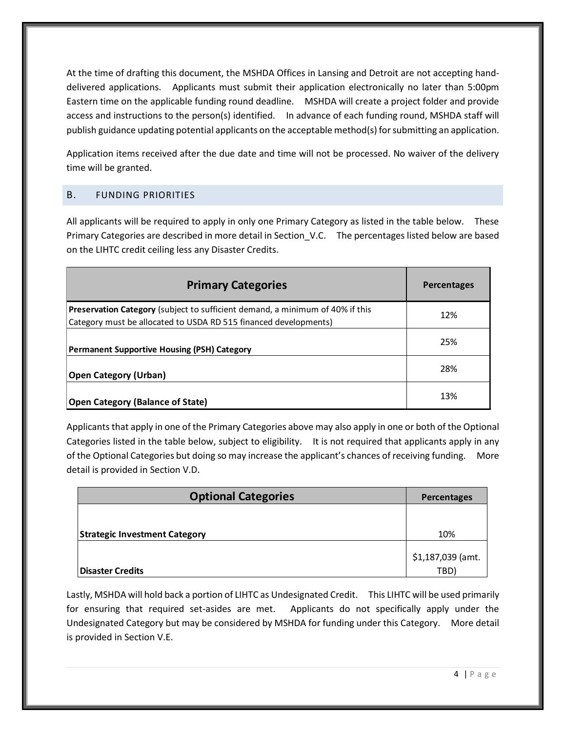At the time of drafting this document, the MSHDA Offices in Lansing and Detroit are not accepting hand-delivered applications. Applicants must submit their application electronically no later than 5:00pm Eastern time on the applicable funding round deadline. MSHDA will create a project folder and provide access and instructions to the person(s) identified. In advance of each funding round, MSHDA staff will publish guidance updating potential applicants on the acceptable method(s) for submitting an application.

Application items received after the due date and time will not be processed. No waiver of the delivery time will be granted.

## B. FUNDING PRIORITIES

All applicants will be required to apply in only one Primary Category as listed in the table below. These Primary Categories are described in more detail in Section_V.C. The percentages listed below are based on the LIHTC credit ceiling less any Disaster Credits.

| Primary Categories | Percentages |
|---|---|
| **Preservation Category** (subject to sufficient demand, a minimum of 40% if this Category must be allocated to USDA RD 515 financed developments) | 12% |
| **Permanent Supportive Housing (PSH) Category** | 25% |
| **Open Category (Urban)** | 28% |
| **Open Category (Balance of State)** | 13% |

Applicants that apply in one of the Primary Categories above may also apply in one or both of the Optional Categories listed in the table below, subject to eligibility. It is not required that applicants apply in any of the Optional Categories but doing so may increase the applicant's chances of receiving funding. More detail is provided in Section V.D.

| Optional Categories | Percentages |
|---|---|
| **Strategic Investment Category** | 10% |
| **Disaster Credits** | $1,187,039 (amt. TBD) |

Lastly, MSHDA will hold back a portion of LIHTC as Undesignated Credit. This LIHTC will be used primarily for ensuring that required set-asides are met. Applicants do not specifically apply under the Undesignated Category but may be considered by MSHDA for funding under this Category. More detail is provided in Section V.E.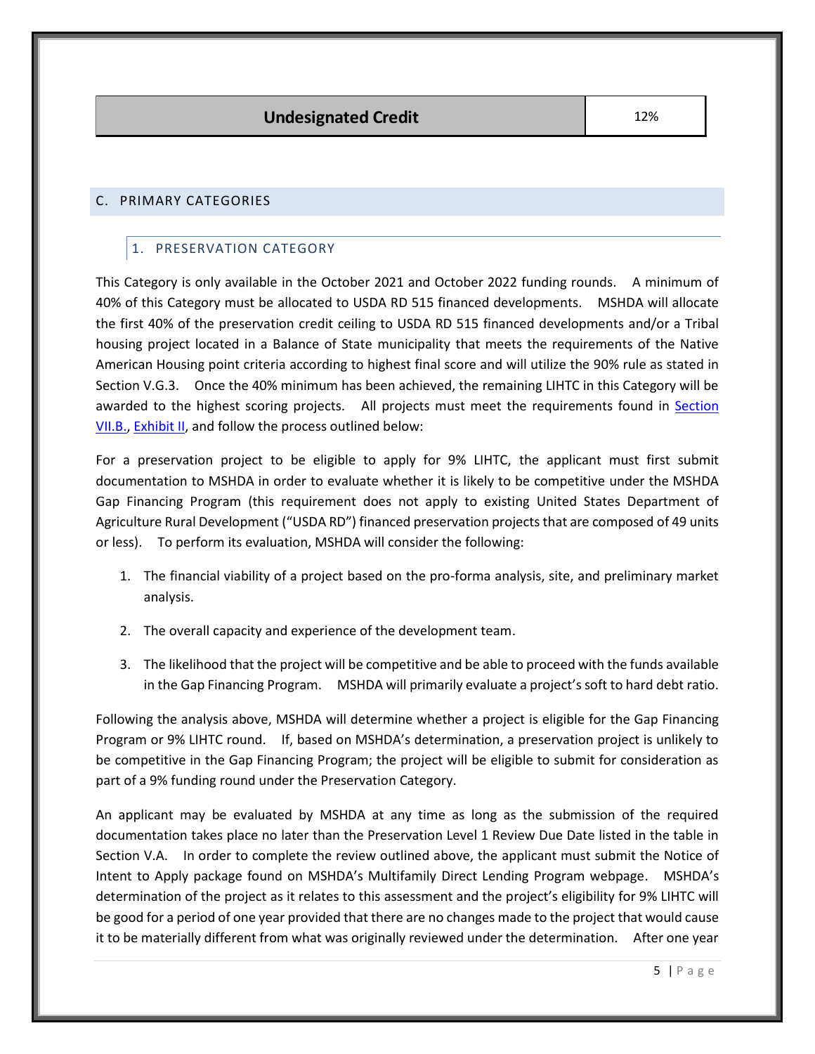| Undesignated Credit | 12% |
| --- | --- |

## C. PRIMARY CATEGORIES

### 1. PRESERVATION CATEGORY

This Category is only available in the October 2021 and October 2022 funding rounds. A minimum of 40% of this Category must be allocated to USDA RD 515 financed developments. MSHDA will allocate the first 40% of the preservation credit ceiling to USDA RD 515 financed developments and/or a Tribal housing project located in a Balance of State municipality that meets the requirements of the Native American Housing point criteria according to highest final score and will utilize the 90% rule as stated in Section V.G.3. Once the 40% minimum has been achieved, the remaining LIHTC in this Category will be awarded to the highest scoring projects. All projects must meet the requirements found in Section VII.B., Exhibit II, and follow the process outlined below:

For a preservation project to be eligible to apply for 9% LIHTC, the applicant must first submit documentation to MSHDA in order to evaluate whether it is likely to be competitive under the MSHDA Gap Financing Program (this requirement does not apply to existing United States Department of Agriculture Rural Development ("USDA RD") financed preservation projects that are composed of 49 units or less). To perform its evaluation, MSHDA will consider the following:

1. The financial viability of a project based on the pro-forma analysis, site, and preliminary market analysis.
2. The overall capacity and experience of the development team.
3. The likelihood that the project will be competitive and be able to proceed with the funds available in the Gap Financing Program. MSHDA will primarily evaluate a project's soft to hard debt ratio.

Following the analysis above, MSHDA will determine whether a project is eligible for the Gap Financing Program or 9% LIHTC round. If, based on MSHDA's determination, a preservation project is unlikely to be competitive in the Gap Financing Program; the project will be eligible to submit for consideration as part of a 9% funding round under the Preservation Category.

An applicant may be evaluated by MSHDA at any time as long as the submission of the required documentation takes place no later than the Preservation Level 1 Review Due Date listed in the table in Section V.A. In order to complete the review outlined above, the applicant must submit the Notice of Intent to Apply package found on MSHDA's Multifamily Direct Lending Program webpage. MSHDA's determination of the project as it relates to this assessment and the project's eligibility for 9% LIHTC will be good for a period of one year provided that there are no changes made to the project that would cause it to be materially different from what was originally reviewed under the determination. After one year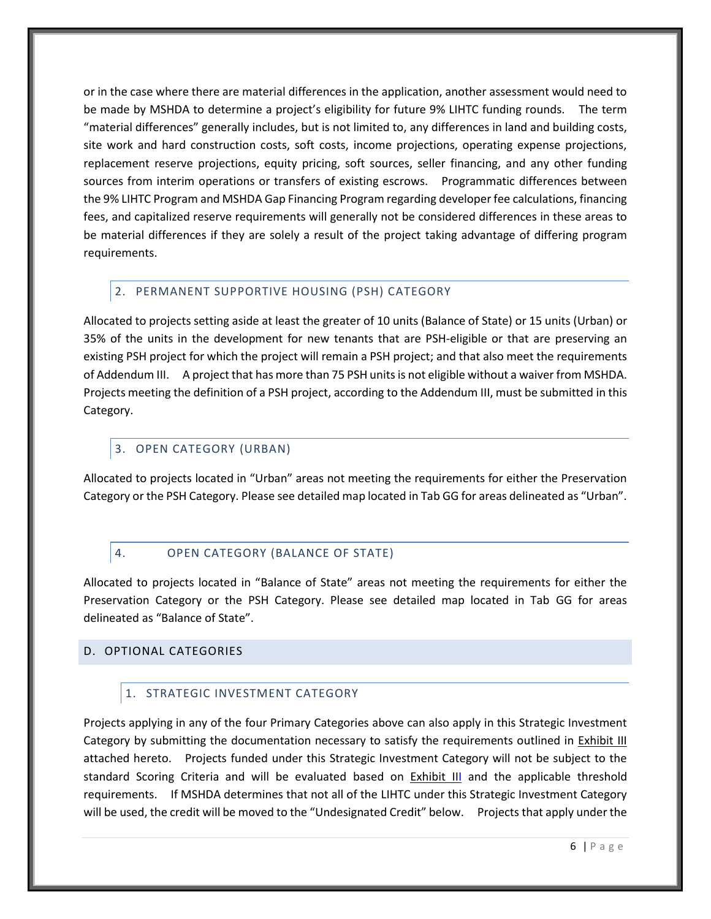or in the case where there are material differences in the application, another assessment would need to be made by MSHDA to determine a project's eligibility for future 9% LIHTC funding rounds. The term "material differences" generally includes, but is not limited to, any differences in land and building costs, site work and hard construction costs, soft costs, income projections, operating expense projections, replacement reserve projections, equity pricing, soft sources, seller financing, and any other funding sources from interim operations or transfers of existing escrows. Programmatic differences between the 9% LIHTC Program and MSHDA Gap Financing Program regarding developer fee calculations, financing fees, and capitalized reserve requirements will generally not be considered differences in these areas to be material differences if they are solely a result of the project taking advantage of differing program requirements.

### 2. PERMANENT SUPPORTIVE HOUSING (PSH) CATEGORY

Allocated to projects setting aside at least the greater of 10 units (Balance of State) or 15 units (Urban) or 35% of the units in the development for new tenants that are PSH-eligible or that are preserving an existing PSH project for which the project will remain a PSH project; and that also meet the requirements of Addendum III. A project that has more than 75 PSH units is not eligible without a waiver from MSHDA. Projects meeting the definition of a PSH project, according to the Addendum III, must be submitted in this Category.

### 3. OPEN CATEGORY (URBAN)

Allocated to projects located in "Urban" areas not meeting the requirements for either the Preservation Category or the PSH Category. Please see detailed map located in Tab GG for areas delineated as "Urban".

### 4. OPEN CATEGORY (BALANCE OF STATE)

Allocated to projects located in "Balance of State" areas not meeting the requirements for either the Preservation Category or the PSH Category. Please see detailed map located in Tab GG for areas delineated as "Balance of State".

## D. OPTIONAL CATEGORIES

### 1. STRATEGIC INVESTMENT CATEGORY

Projects applying in any of the four Primary Categories above can also apply in this Strategic Investment Category by submitting the documentation necessary to satisfy the requirements outlined in Exhibit III attached hereto. Projects funded under this Strategic Investment Category will not be subject to the standard Scoring Criteria and will be evaluated based on Exhibit III and the applicable threshold requirements. If MSHDA determines that not all of the LIHTC under this Strategic Investment Category will be used, the credit will be moved to the "Undesignated Credit" below. Projects that apply under the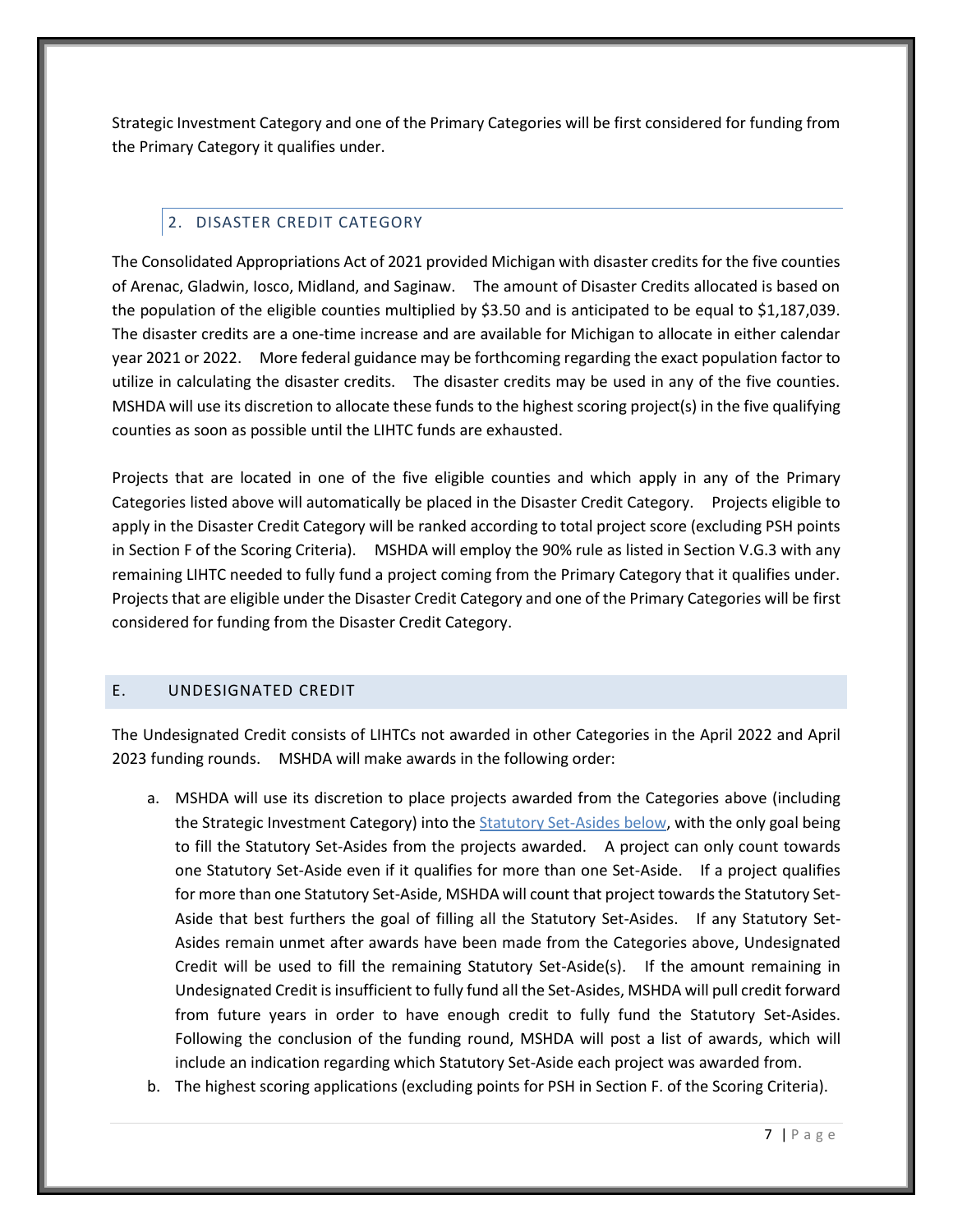Strategic Investment Category and one of the Primary Categories will be first considered for funding from the Primary Category it qualifies under.

### 2. DISASTER CREDIT CATEGORY

The Consolidated Appropriations Act of 2021 provided Michigan with disaster credits for the five counties of Arenac, Gladwin, Iosco, Midland, and Saginaw. The amount of Disaster Credits allocated is based on the population of the eligible counties multiplied by $3.50 and is anticipated to be equal to $1,187,039. The disaster credits are a one-time increase and are available for Michigan to allocate in either calendar year 2021 or 2022. More federal guidance may be forthcoming regarding the exact population factor to utilize in calculating the disaster credits. The disaster credits may be used in any of the five counties. MSHDA will use its discretion to allocate these funds to the highest scoring project(s) in the five qualifying counties as soon as possible until the LIHTC funds are exhausted.

Projects that are located in one of the five eligible counties and which apply in any of the Primary Categories listed above will automatically be placed in the Disaster Credit Category. Projects eligible to apply in the Disaster Credit Category will be ranked according to total project score (excluding PSH points in Section F of the Scoring Criteria). MSHDA will employ the 90% rule as listed in Section V.G.3 with any remaining LIHTC needed to fully fund a project coming from the Primary Category that it qualifies under. Projects that are eligible under the Disaster Credit Category and one of the Primary Categories will be first considered for funding from the Disaster Credit Category.

## E. UNDESIGNATED CREDIT

The Undesignated Credit consists of LIHTCs not awarded in other Categories in the April 2022 and April 2023 funding rounds. MSHDA will make awards in the following order:

a. MSHDA will use its discretion to place projects awarded from the Categories above (including the Strategic Investment Category) into the Statutory Set-Asides below, with the only goal being to fill the Statutory Set-Asides from the projects awarded. A project can only count towards one Statutory Set-Aside even if it qualifies for more than one Set-Aside. If a project qualifies for more than one Statutory Set-Aside, MSHDA will count that project towards the Statutory Set-Aside that best furthers the goal of filling all the Statutory Set-Asides. If any Statutory Set-Asides remain unmet after awards have been made from the Categories above, Undesignated Credit will be used to fill the remaining Statutory Set-Aside(s). If the amount remaining in Undesignated Credit is insufficient to fully fund all the Set-Asides, MSHDA will pull credit forward from future years in order to have enough credit to fully fund the Statutory Set-Asides. Following the conclusion of the funding round, MSHDA will post a list of awards, which will include an indication regarding which Statutory Set-Aside each project was awarded from.

b. The highest scoring applications (excluding points for PSH in Section F. of the Scoring Criteria).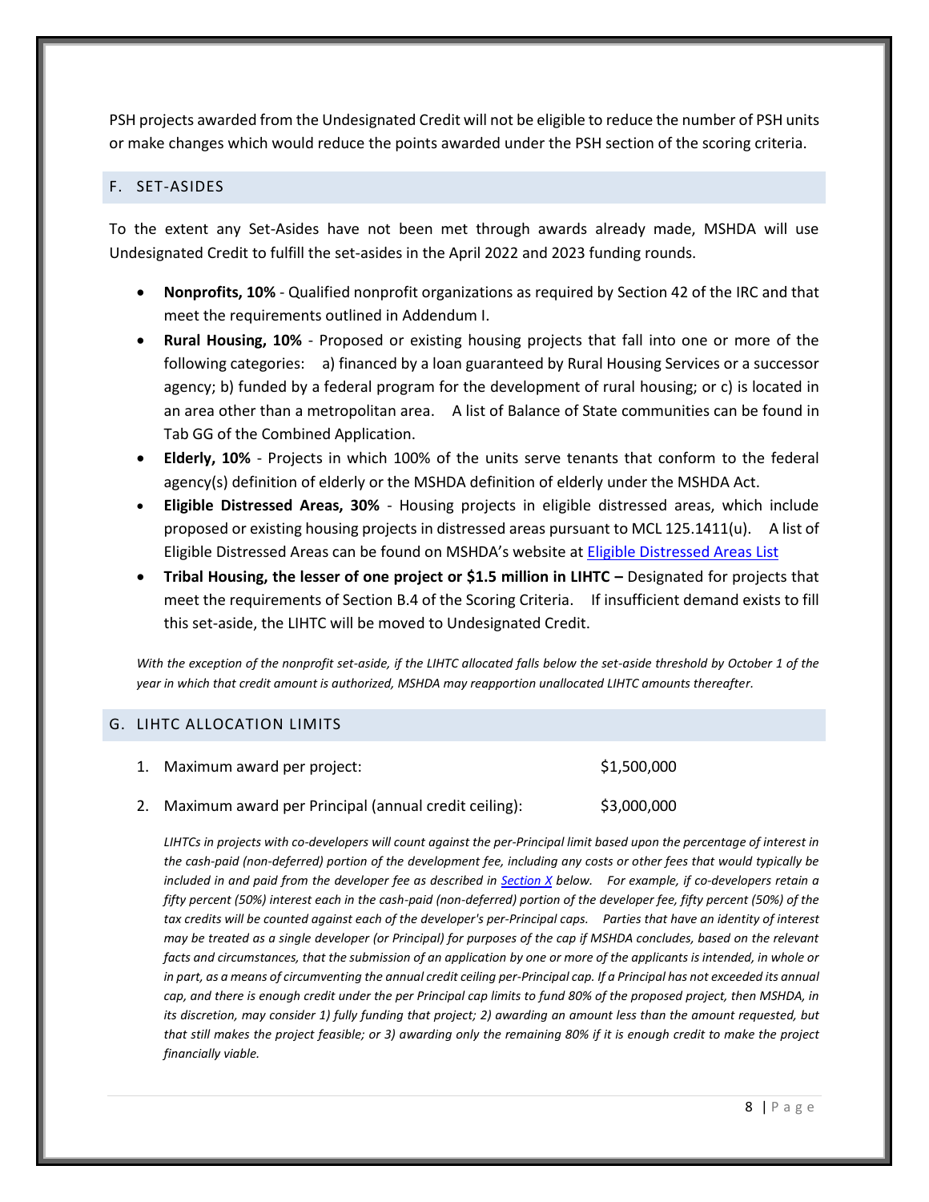PSH projects awarded from the Undesignated Credit will not be eligible to reduce the number of PSH units or make changes which would reduce the points awarded under the PSH section of the scoring criteria.

## F. SET-ASIDES

To the extent any Set-Asides have not been met through awards already made, MSHDA will use Undesignated Credit to fulfill the set-asides in the April 2022 and 2023 funding rounds.

- **Nonprofits, 10%** - Qualified nonprofit organizations as required by Section 42 of the IRC and that meet the requirements outlined in Addendum I.
- **Rural Housing, 10%** - Proposed or existing housing projects that fall into one or more of the following categories: a) financed by a loan guaranteed by Rural Housing Services or a successor agency; b) funded by a federal program for the development of rural housing; or c) is located in an area other than a metropolitan area. A list of Balance of State communities can be found in Tab GG of the Combined Application.
- **Elderly, 10%** - Projects in which 100% of the units serve tenants that conform to the federal agency(s) definition of elderly or the MSHDA definition of elderly under the MSHDA Act.
- **Eligible Distressed Areas, 30%** - Housing projects in eligible distressed areas, which include proposed or existing housing projects in distressed areas pursuant to MCL 125.1411(u). A list of Eligible Distressed Areas can be found on MSHDA's website at Eligible Distressed Areas List
- **Tribal Housing, the lesser of one project or $1.5 million in LIHTC –** Designated for projects that meet the requirements of Section B.4 of the Scoring Criteria. If insufficient demand exists to fill this set-aside, the LIHTC will be moved to Undesignated Credit.

*With the exception of the nonprofit set-aside, if the LIHTC allocated falls below the set-aside threshold by October 1 of the year in which that credit amount is authorized, MSHDA may reapportion unallocated LIHTC amounts thereafter.*

## G. LIHTC ALLOCATION LIMITS

1. Maximum award per project: $1,500,000
2. Maximum award per Principal (annual credit ceiling): $3,000,000

*LIHTCs in projects with co-developers will count against the per-Principal limit based upon the percentage of interest in the cash-paid (non-deferred) portion of the development fee, including any costs or other fees that would typically be included in and paid from the developer fee as described in Section X below. For example, if co-developers retain a fifty percent (50%) interest each in the cash-paid (non-deferred) portion of the developer fee, fifty percent (50%) of the tax credits will be counted against each of the developer's per-Principal caps. Parties that have an identity of interest may be treated as a single developer (or Principal) for purposes of the cap if MSHDA concludes, based on the relevant facts and circumstances, that the submission of an application by one or more of the applicants is intended, in whole or in part, as a means of circumventing the annual credit ceiling per-Principal cap. If a Principal has not exceeded its annual cap, and there is enough credit under the per Principal cap limits to fund 80% of the proposed project, then MSHDA, in its discretion, may consider 1) fully funding that project; 2) awarding an amount less than the amount requested, but that still makes the project feasible; or 3) awarding only the remaining 80% if it is enough credit to make the project financially viable.*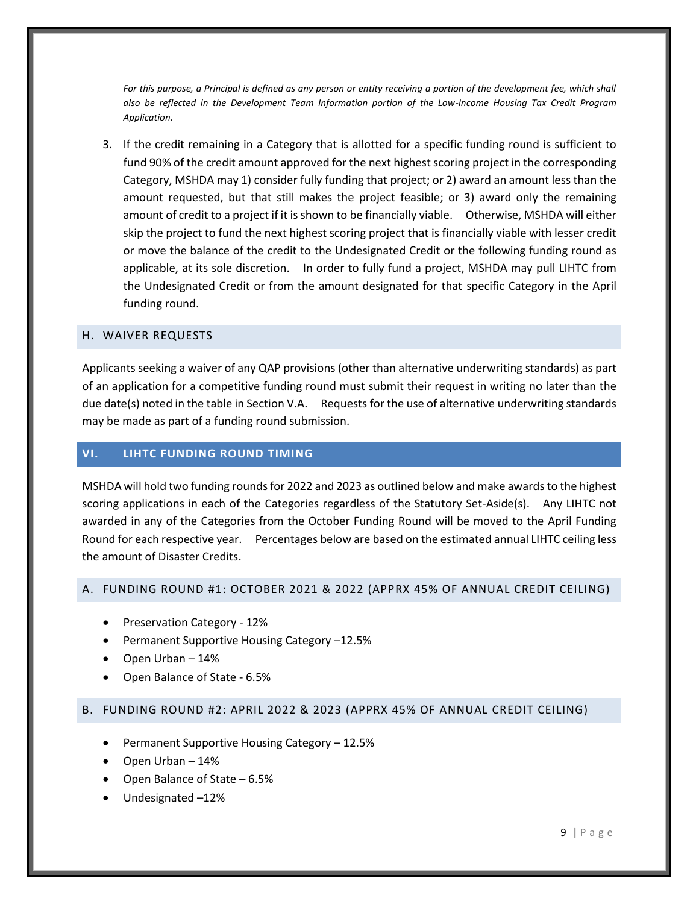*For this purpose, a Principal is defined as any person or entity receiving a portion of the development fee, which shall also be reflected in the Development Team Information portion of the Low-Income Housing Tax Credit Program Application.*

3. If the credit remaining in a Category that is allotted for a specific funding round is sufficient to fund 90% of the credit amount approved for the next highest scoring project in the corresponding Category, MSHDA may 1) consider fully funding that project; or 2) award an amount less than the amount requested, but that still makes the project feasible; or 3) award only the remaining amount of credit to a project if it is shown to be financially viable. Otherwise, MSHDA will either skip the project to fund the next highest scoring project that is financially viable with lesser credit or move the balance of the credit to the Undesignated Credit or the following funding round as applicable, at its sole discretion. In order to fully fund a project, MSHDA may pull LIHTC from the Undesignated Credit or from the amount designated for that specific Category in the April funding round.

### H. WAIVER REQUESTS

Applicants seeking a waiver of any QAP provisions (other than alternative underwriting standards) as part of an application for a competitive funding round must submit their request in writing no later than the due date(s) noted in the table in Section V.A. Requests for the use of alternative underwriting standards may be made as part of a funding round submission.

## VI. LIHTC FUNDING ROUND TIMING

MSHDA will hold two funding rounds for 2022 and 2023 as outlined below and make awards to the highest scoring applications in each of the Categories regardless of the Statutory Set-Aside(s). Any LIHTC not awarded in any of the Categories from the October Funding Round will be moved to the April Funding Round for each respective year. Percentages below are based on the estimated annual LIHTC ceiling less the amount of Disaster Credits.

### A. FUNDING ROUND #1: OCTOBER 2021 & 2022 (APPRX 45% OF ANNUAL CREDIT CEILING)

- Preservation Category - 12%
- Permanent Supportive Housing Category –12.5%
- Open Urban – 14%
- Open Balance of State - 6.5%

### B. FUNDING ROUND #2: APRIL 2022 & 2023 (APPRX 45% OF ANNUAL CREDIT CEILING)

- Permanent Supportive Housing Category – 12.5%
- Open Urban – 14%
- Open Balance of State – 6.5%
- Undesignated –12%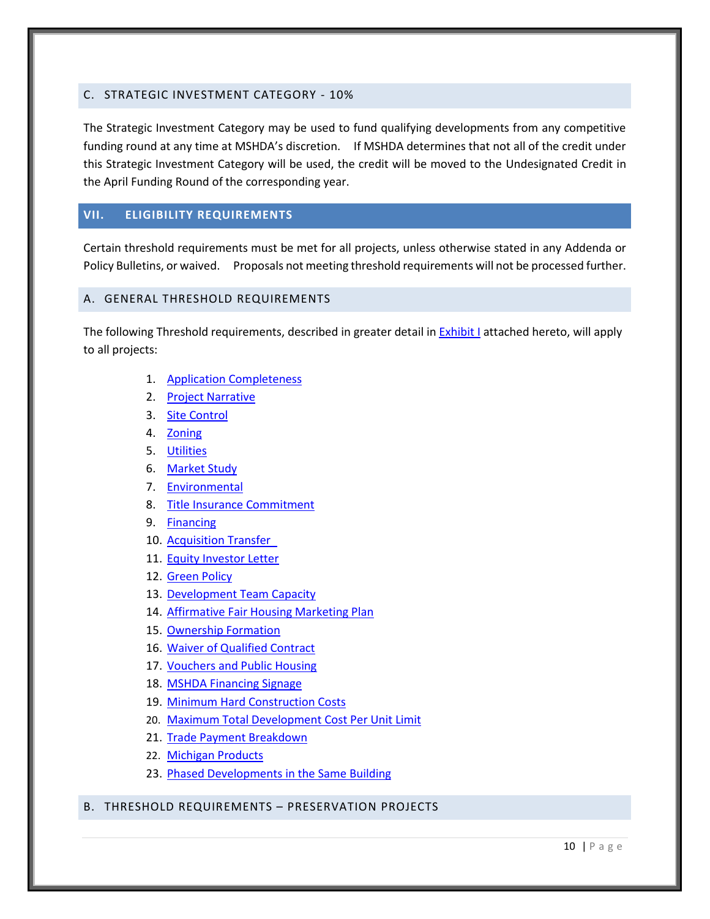### C. STRATEGIC INVESTMENT CATEGORY - 10%

The Strategic Investment Category may be used to fund qualifying developments from any competitive funding round at any time at MSHDA's discretion. If MSHDA determines that not all of the credit under this Strategic Investment Category will be used, the credit will be moved to the Undesignated Credit in the April Funding Round of the corresponding year.

## VII. ELIGIBILITY REQUIREMENTS

Certain threshold requirements must be met for all projects, unless otherwise stated in any Addenda or Policy Bulletins, or waived. Proposals not meeting threshold requirements will not be processed further.

### A. GENERAL THRESHOLD REQUIREMENTS

The following Threshold requirements, described in greater detail in Exhibit I attached hereto, will apply to all projects:

1. Application Completeness
2. Project Narrative
3. Site Control
4. Zoning
5. Utilities
6. Market Study
7. Environmental
8. Title Insurance Commitment
9. Financing
10. Acquisition Transfer
11. Equity Investor Letter
12. Green Policy
13. Development Team Capacity
14. Affirmative Fair Housing Marketing Plan
15. Ownership Formation
16. Waiver of Qualified Contract
17. Vouchers and Public Housing
18. MSHDA Financing Signage
19. Minimum Hard Construction Costs
20. Maximum Total Development Cost Per Unit Limit
21. Trade Payment Breakdown
22. Michigan Products
23. Phased Developments in the Same Building

### B. THRESHOLD REQUIREMENTS – PRESERVATION PROJECTS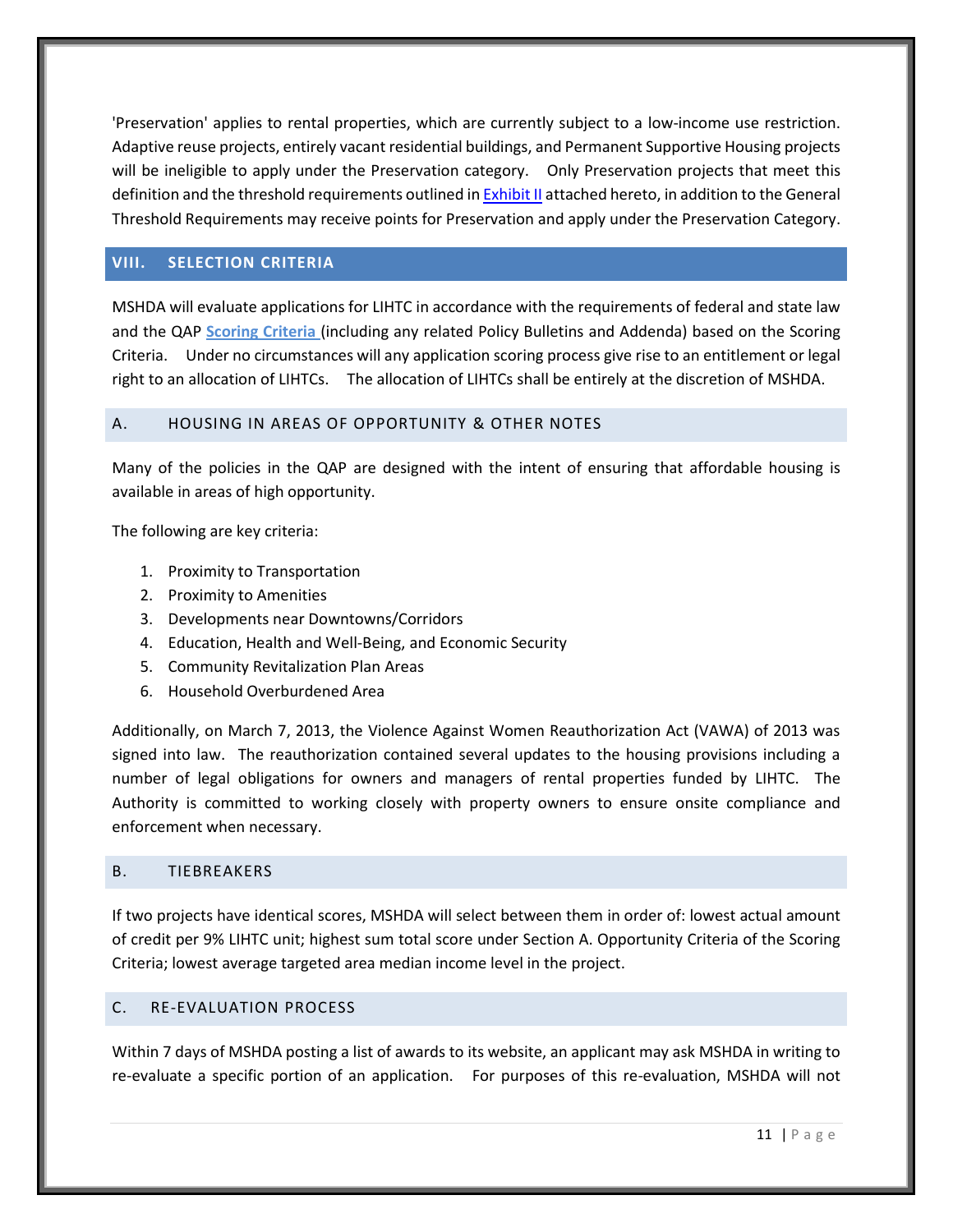'Preservation' applies to rental properties, which are currently subject to a low-income use restriction. Adaptive reuse projects, entirely vacant residential buildings, and Permanent Supportive Housing projects will be ineligible to apply under the Preservation category. Only Preservation projects that meet this definition and the threshold requirements outlined in Exhibit II attached hereto, in addition to the General Threshold Requirements may receive points for Preservation and apply under the Preservation Category.

## VIII. SELECTION CRITERIA

MSHDA will evaluate applications for LIHTC in accordance with the requirements of federal and state law and the QAP **Scoring Criteria** (including any related Policy Bulletins and Addenda) based on the Scoring Criteria. Under no circumstances will any application scoring process give rise to an entitlement or legal right to an allocation of LIHTCs. The allocation of LIHTCs shall be entirely at the discretion of MSHDA.

### A. HOUSING IN AREAS OF OPPORTUNITY & OTHER NOTES

Many of the policies in the QAP are designed with the intent of ensuring that affordable housing is available in areas of high opportunity.

The following are key criteria:

1. Proximity to Transportation
2. Proximity to Amenities
3. Developments near Downtowns/Corridors
4. Education, Health and Well-Being, and Economic Security
5. Community Revitalization Plan Areas
6. Household Overburdened Area

Additionally, on March 7, 2013, the Violence Against Women Reauthorization Act (VAWA) of 2013 was signed into law. The reauthorization contained several updates to the housing provisions including a number of legal obligations for owners and managers of rental properties funded by LIHTC. The Authority is committed to working closely with property owners to ensure onsite compliance and enforcement when necessary.

### B. TIEBREAKERS

If two projects have identical scores, MSHDA will select between them in order of: lowest actual amount of credit per 9% LIHTC unit; highest sum total score under Section A. Opportunity Criteria of the Scoring Criteria; lowest average targeted area median income level in the project.

### C. RE-EVALUATION PROCESS

Within 7 days of MSHDA posting a list of awards to its website, an applicant may ask MSHDA in writing to re-evaluate a specific portion of an application. For purposes of this re-evaluation, MSHDA will not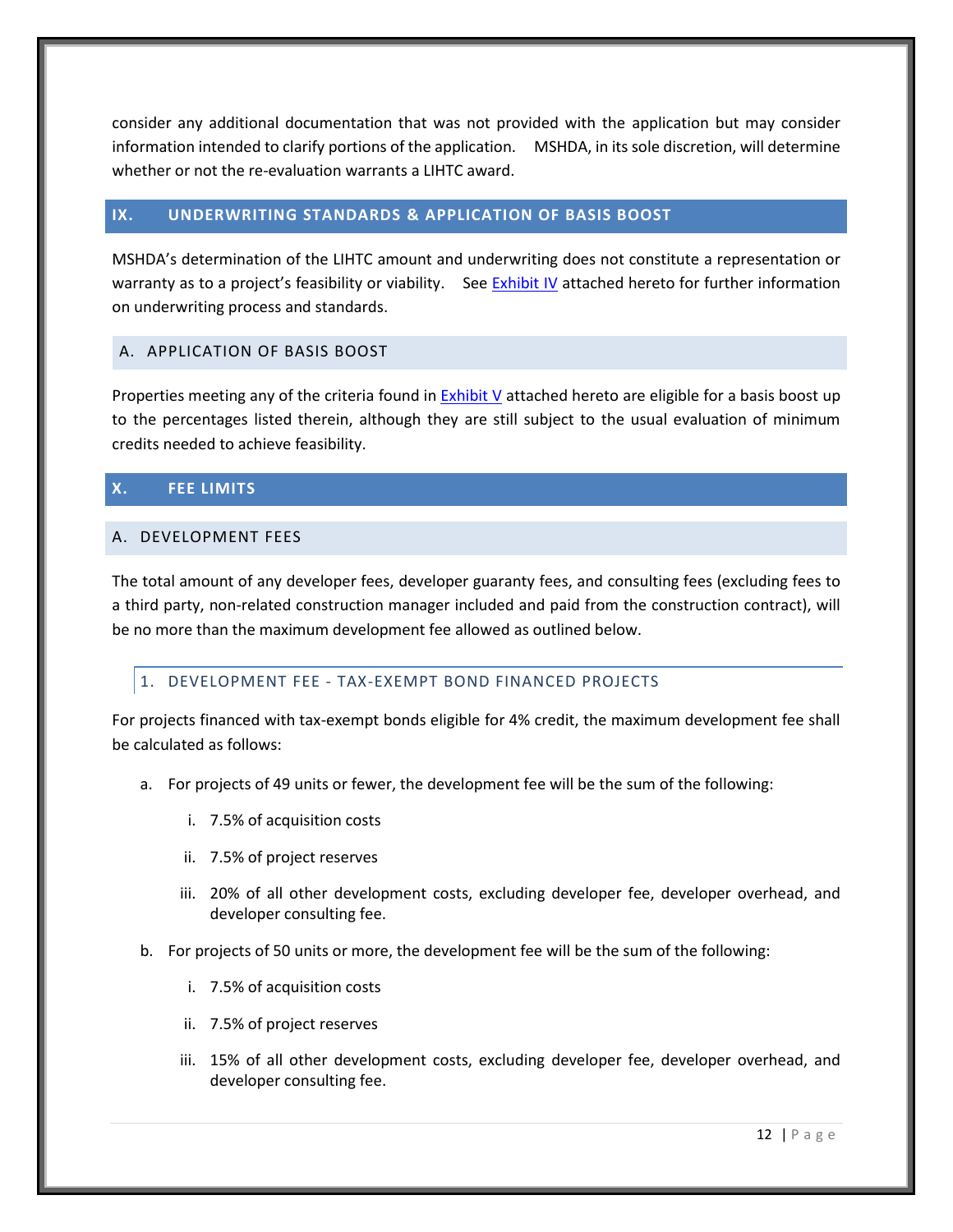consider any additional documentation that was not provided with the application but may consider information intended to clarify portions of the application. MSHDA, in its sole discretion, will determine whether or not the re-evaluation warrants a LIHTC award.

## IX. UNDERWRITING STANDARDS & APPLICATION OF BASIS BOOST

MSHDA's determination of the LIHTC amount and underwriting does not constitute a representation or warranty as to a project's feasibility or viability. See Exhibit IV attached hereto for further information on underwriting process and standards.

### A. APPLICATION OF BASIS BOOST

Properties meeting any of the criteria found in Exhibit V attached hereto are eligible for a basis boost up to the percentages listed therein, although they are still subject to the usual evaluation of minimum credits needed to achieve feasibility.

## X. FEE LIMITS

### A. DEVELOPMENT FEES

The total amount of any developer fees, developer guaranty fees, and consulting fees (excluding fees to a third party, non-related construction manager included and paid from the construction contract), will be no more than the maximum development fee allowed as outlined below.

#### 1. DEVELOPMENT FEE - TAX-EXEMPT BOND FINANCED PROJECTS

For projects financed with tax-exempt bonds eligible for 4% credit, the maximum development fee shall be calculated as follows:

a. For projects of 49 units or fewer, the development fee will be the sum of the following:

   i. 7.5% of acquisition costs

   ii. 7.5% of project reserves

   iii. 20% of all other development costs, excluding developer fee, developer overhead, and developer consulting fee.

b. For projects of 50 units or more, the development fee will be the sum of the following:

   i. 7.5% of acquisition costs

   ii. 7.5% of project reserves

   iii. 15% of all other development costs, excluding developer fee, developer overhead, and developer consulting fee.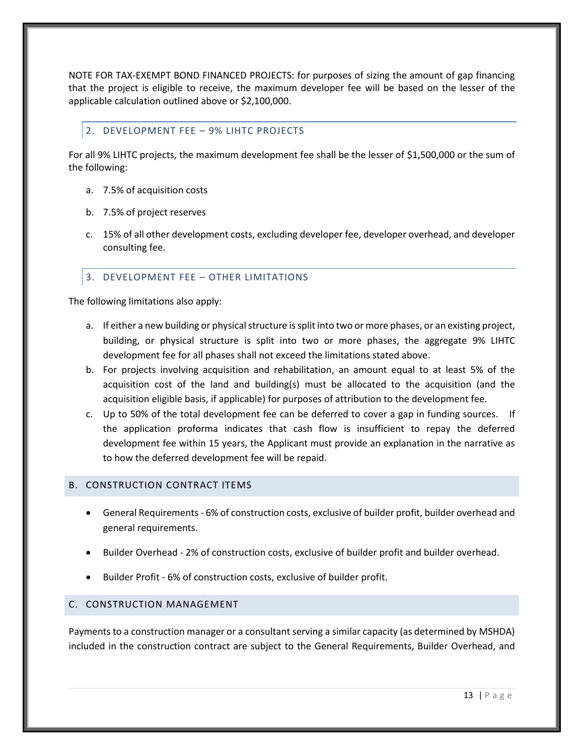NOTE FOR TAX-EXEMPT BOND FINANCED PROJECTS: for purposes of sizing the amount of gap financing that the project is eligible to receive, the maximum developer fee will be based on the lesser of the applicable calculation outlined above or $2,100,000.

### 2. DEVELOPMENT FEE – 9% LIHTC PROJECTS

For all 9% LIHTC projects, the maximum development fee shall be the lesser of $1,500,000 or the sum of the following:

a. 7.5% of acquisition costs

b. 7.5% of project reserves

c. 15% of all other development costs, excluding developer fee, developer overhead, and developer consulting fee.

### 3. DEVELOPMENT FEE – OTHER LIMITATIONS

The following limitations also apply:

a. If either a new building or physical structure is split into two or more phases, or an existing project, building, or physical structure is split into two or more phases, the aggregate 9% LIHTC development fee for all phases shall not exceed the limitations stated above.
b. For projects involving acquisition and rehabilitation, an amount equal to at least 5% of the acquisition cost of the land and building(s) must be allocated to the acquisition (and the acquisition eligible basis, if applicable) for purposes of attribution to the development fee.
c. Up to 50% of the total development fee can be deferred to cover a gap in funding sources. If the application proforma indicates that cash flow is insufficient to repay the deferred development fee within 15 years, the Applicant must provide an explanation in the narrative as to how the deferred development fee will be repaid.

## B. CONSTRUCTION CONTRACT ITEMS

- General Requirements - 6% of construction costs, exclusive of builder profit, builder overhead and general requirements.
- Builder Overhead - 2% of construction costs, exclusive of builder profit and builder overhead.
- Builder Profit - 6% of construction costs, exclusive of builder profit.

## C. CONSTRUCTION MANAGEMENT

Payments to a construction manager or a consultant serving a similar capacity (as determined by MSHDA) included in the construction contract are subject to the General Requirements, Builder Overhead, and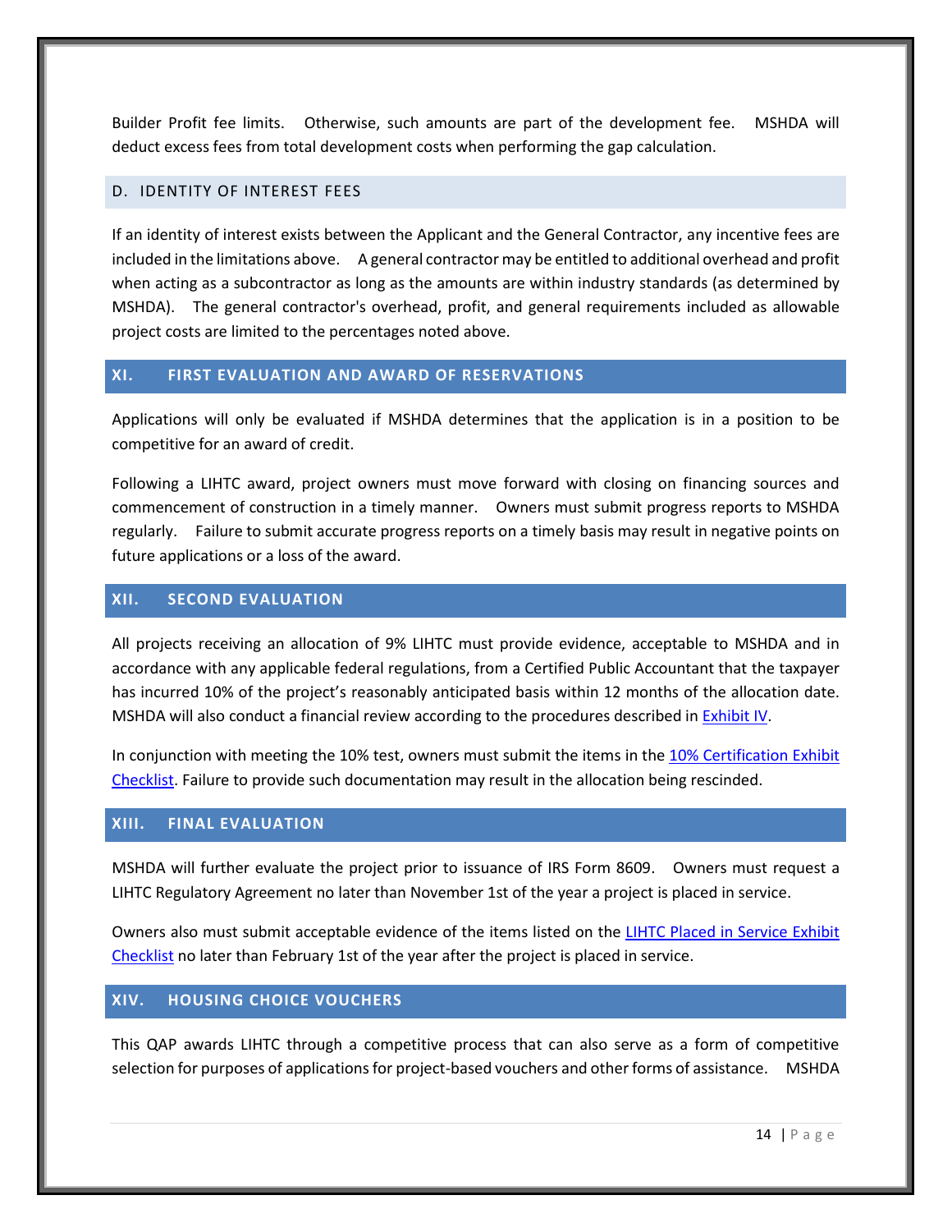Builder Profit fee limits. Otherwise, such amounts are part of the development fee. MSHDA will deduct excess fees from total development costs when performing the gap calculation.

### D. IDENTITY OF INTEREST FEES

If an identity of interest exists between the Applicant and the General Contractor, any incentive fees are included in the limitations above. A general contractor may be entitled to additional overhead and profit when acting as a subcontractor as long as the amounts are within industry standards (as determined by MSHDA). The general contractor's overhead, profit, and general requirements included as allowable project costs are limited to the percentages noted above.

## XI. FIRST EVALUATION AND AWARD OF RESERVATIONS

Applications will only be evaluated if MSHDA determines that the application is in a position to be competitive for an award of credit.

Following a LIHTC award, project owners must move forward with closing on financing sources and commencement of construction in a timely manner. Owners must submit progress reports to MSHDA regularly. Failure to submit accurate progress reports on a timely basis may result in negative points on future applications or a loss of the award.

## XII. SECOND EVALUATION

All projects receiving an allocation of 9% LIHTC must provide evidence, acceptable to MSHDA and in accordance with any applicable federal regulations, from a Certified Public Accountant that the taxpayer has incurred 10% of the project's reasonably anticipated basis within 12 months of the allocation date. MSHDA will also conduct a financial review according to the procedures described in Exhibit IV.

In conjunction with meeting the 10% test, owners must submit the items in the 10% Certification Exhibit Checklist. Failure to provide such documentation may result in the allocation being rescinded.

## XIII. FINAL EVALUATION

MSHDA will further evaluate the project prior to issuance of IRS Form 8609. Owners must request a LIHTC Regulatory Agreement no later than November 1st of the year a project is placed in service.

Owners also must submit acceptable evidence of the items listed on the LIHTC Placed in Service Exhibit Checklist no later than February 1st of the year after the project is placed in service.

## XIV. HOUSING CHOICE VOUCHERS

This QAP awards LIHTC through a competitive process that can also serve as a form of competitive selection for purposes of applications for project-based vouchers and other forms of assistance. MSHDA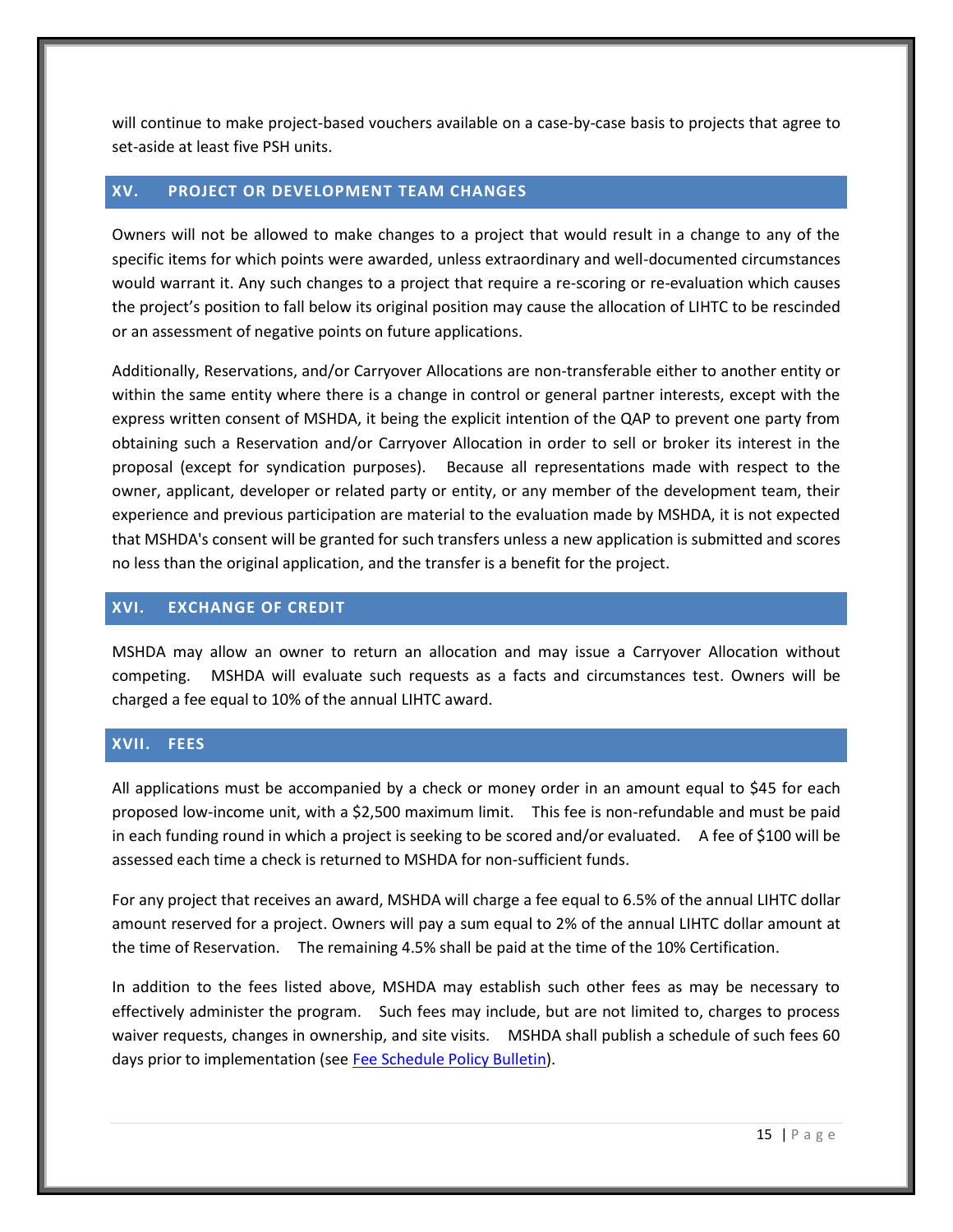will continue to make project-based vouchers available on a case-by-case basis to projects that agree to set-aside at least five PSH units.

## XV. PROJECT OR DEVELOPMENT TEAM CHANGES

Owners will not be allowed to make changes to a project that would result in a change to any of the specific items for which points were awarded, unless extraordinary and well-documented circumstances would warrant it. Any such changes to a project that require a re-scoring or re-evaluation which causes the project's position to fall below its original position may cause the allocation of LIHTC to be rescinded or an assessment of negative points on future applications.

Additionally, Reservations, and/or Carryover Allocations are non-transferable either to another entity or within the same entity where there is a change in control or general partner interests, except with the express written consent of MSHDA, it being the explicit intention of the QAP to prevent one party from obtaining such a Reservation and/or Carryover Allocation in order to sell or broker its interest in the proposal (except for syndication purposes). Because all representations made with respect to the owner, applicant, developer or related party or entity, or any member of the development team, their experience and previous participation are material to the evaluation made by MSHDA, it is not expected that MSHDA's consent will be granted for such transfers unless a new application is submitted and scores no less than the original application, and the transfer is a benefit for the project.

## XVI. EXCHANGE OF CREDIT

MSHDA may allow an owner to return an allocation and may issue a Carryover Allocation without competing. MSHDA will evaluate such requests as a facts and circumstances test. Owners will be charged a fee equal to 10% of the annual LIHTC award.

## XVII. FEES

All applications must be accompanied by a check or money order in an amount equal to $45 for each proposed low-income unit, with a $2,500 maximum limit. This fee is non-refundable and must be paid in each funding round in which a project is seeking to be scored and/or evaluated. A fee of $100 will be assessed each time a check is returned to MSHDA for non-sufficient funds.

For any project that receives an award, MSHDA will charge a fee equal to 6.5% of the annual LIHTC dollar amount reserved for a project. Owners will pay a sum equal to 2% of the annual LIHTC dollar amount at the time of Reservation. The remaining 4.5% shall be paid at the time of the 10% Certification.

In addition to the fees listed above, MSHDA may establish such other fees as may be necessary to effectively administer the program. Such fees may include, but are not limited to, charges to process waiver requests, changes in ownership, and site visits. MSHDA shall publish a schedule of such fees 60 days prior to implementation (see Fee Schedule Policy Bulletin).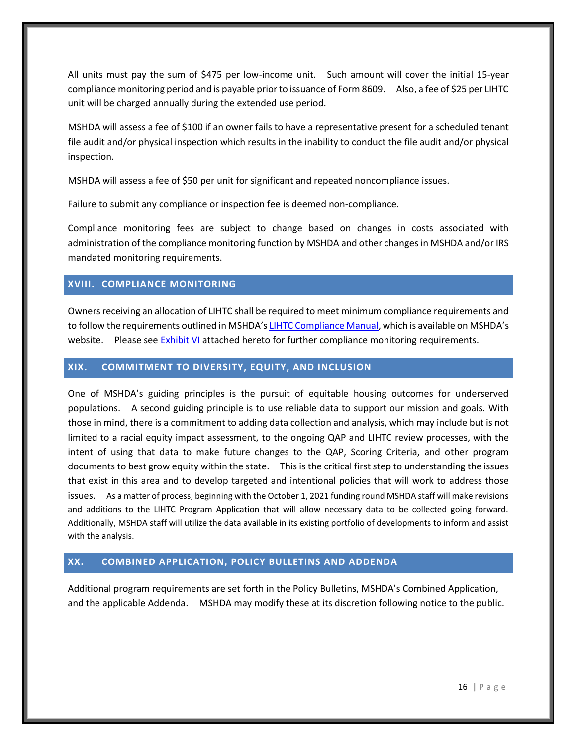All units must pay the sum of $475 per low-income unit. Such amount will cover the initial 15-year compliance monitoring period and is payable prior to issuance of Form 8609. Also, a fee of $25 per LIHTC unit will be charged annually during the extended use period.

MSHDA will assess a fee of $100 if an owner fails to have a representative present for a scheduled tenant file audit and/or physical inspection which results in the inability to conduct the file audit and/or physical inspection.

MSHDA will assess a fee of $50 per unit for significant and repeated noncompliance issues.

Failure to submit any compliance or inspection fee is deemed non-compliance.

Compliance monitoring fees are subject to change based on changes in costs associated with administration of the compliance monitoring function by MSHDA and other changes in MSHDA and/or IRS mandated monitoring requirements.

## XVIII. COMPLIANCE MONITORING

Owners receiving an allocation of LIHTC shall be required to meet minimum compliance requirements and to follow the requirements outlined in MSHDA's LIHTC Compliance Manual, which is available on MSHDA's website. Please see Exhibit VI attached hereto for further compliance monitoring requirements.

## XIX. COMMITMENT TO DIVERSITY, EQUITY, AND INCLUSION

One of MSHDA's guiding principles is the pursuit of equitable housing outcomes for underserved populations. A second guiding principle is to use reliable data to support our mission and goals. With those in mind, there is a commitment to adding data collection and analysis, which may include but is not limited to a racial equity impact assessment, to the ongoing QAP and LIHTC review processes, with the intent of using that data to make future changes to the QAP, Scoring Criteria, and other program documents to best grow equity within the state. This is the critical first step to understanding the issues that exist in this area and to develop targeted and intentional policies that will work to address those issues. As a matter of process, beginning with the October 1, 2021 funding round MSHDA staff will make revisions and additions to the LIHTC Program Application that will allow necessary data to be collected going forward. Additionally, MSHDA staff will utilize the data available in its existing portfolio of developments to inform and assist with the analysis.

## XX. COMBINED APPLICATION, POLICY BULLETINS AND ADDENDA

Additional program requirements are set forth in the Policy Bulletins, MSHDA's Combined Application, and the applicable Addenda. MSHDA may modify these at its discretion following notice to the public.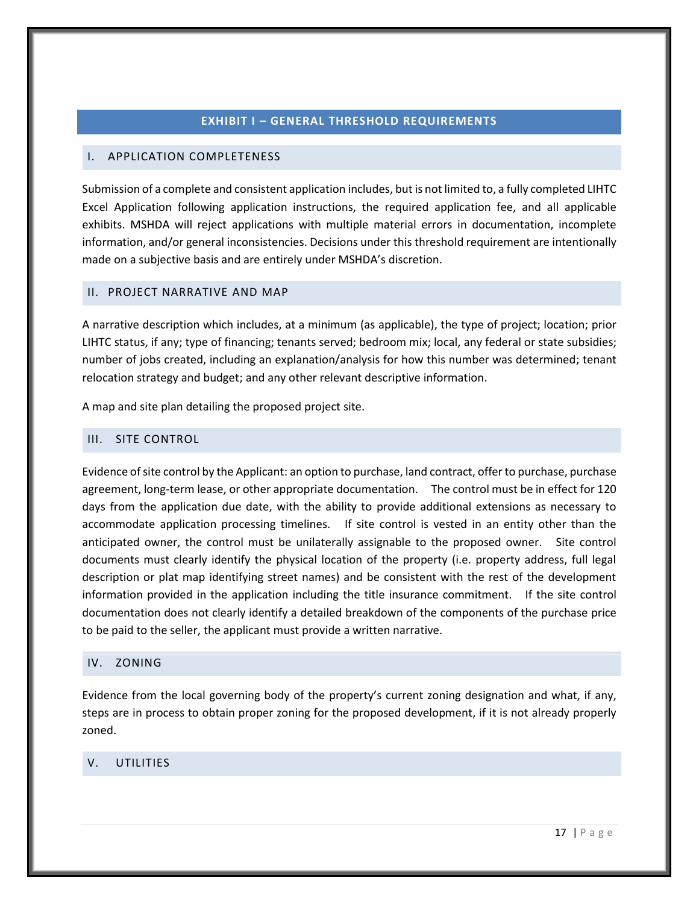# EXHIBIT I – GENERAL THRESHOLD REQUIREMENTS

## I. APPLICATION COMPLETENESS

Submission of a complete and consistent application includes, but is not limited to, a fully completed LIHTC Excel Application following application instructions, the required application fee, and all applicable exhibits. MSHDA will reject applications with multiple material errors in documentation, incomplete information, and/or general inconsistencies. Decisions under this threshold requirement are intentionally made on a subjective basis and are entirely under MSHDA's discretion.

## II. PROJECT NARRATIVE AND MAP

A narrative description which includes, at a minimum (as applicable), the type of project; location; prior LIHTC status, if any; type of financing; tenants served; bedroom mix; local, any federal or state subsidies; number of jobs created, including an explanation/analysis for how this number was determined; tenant relocation strategy and budget; and any other relevant descriptive information.

A map and site plan detailing the proposed project site.

## III. SITE CONTROL

Evidence of site control by the Applicant: an option to purchase, land contract, offer to purchase, purchase agreement, long-term lease, or other appropriate documentation. The control must be in effect for 120 days from the application due date, with the ability to provide additional extensions as necessary to accommodate application processing timelines. If site control is vested in an entity other than the anticipated owner, the control must be unilaterally assignable to the proposed owner. Site control documents must clearly identify the physical location of the property (i.e. property address, full legal description or plat map identifying street names) and be consistent with the rest of the development information provided in the application including the title insurance commitment. If the site control documentation does not clearly identify a detailed breakdown of the components of the purchase price to be paid to the seller, the applicant must provide a written narrative.

## IV. ZONING

Evidence from the local governing body of the property's current zoning designation and what, if any, steps are in process to obtain proper zoning for the proposed development, if it is not already properly zoned.

## V. UTILITIES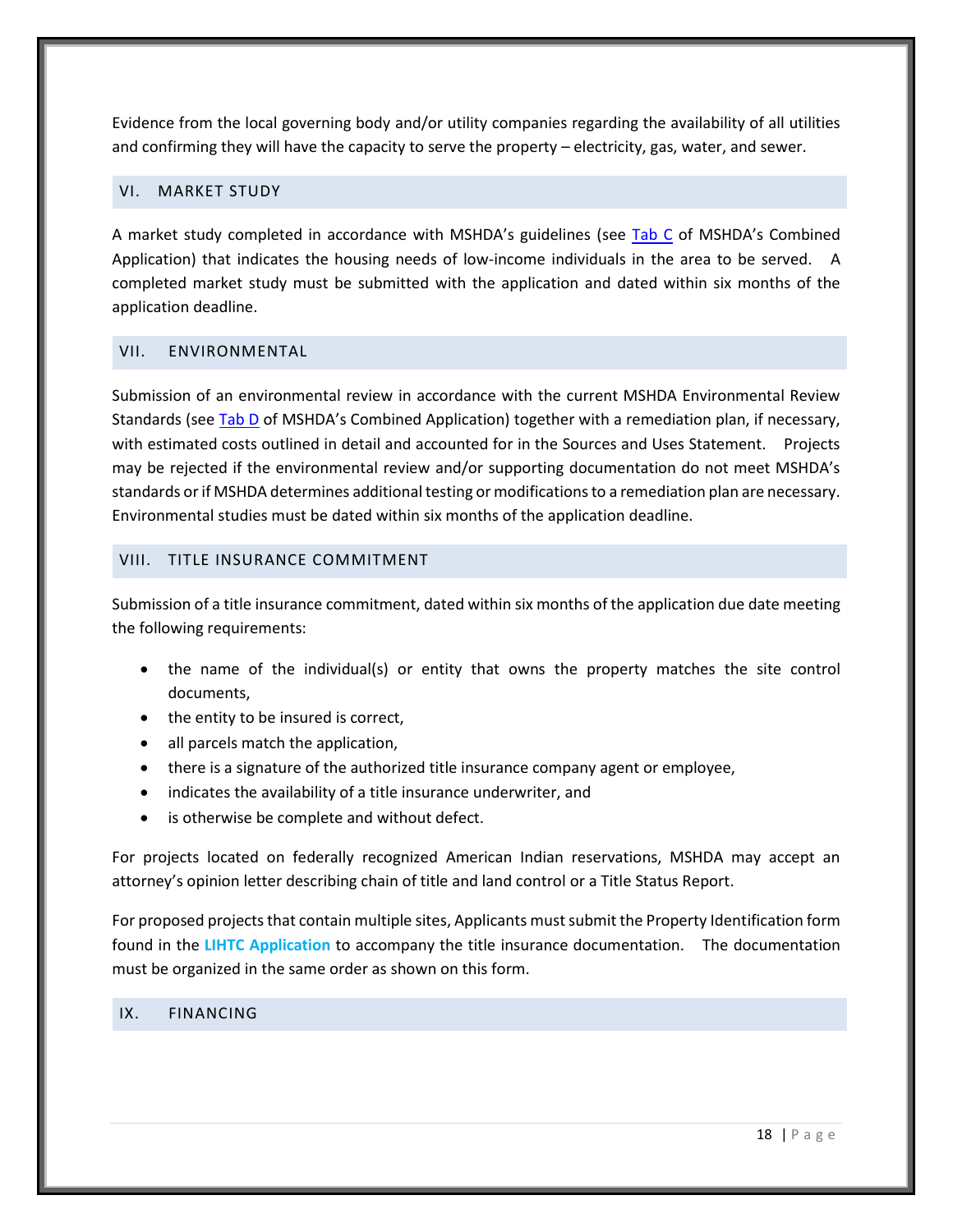Evidence from the local governing body and/or utility companies regarding the availability of all utilities and confirming they will have the capacity to serve the property – electricity, gas, water, and sewer.

## VI. MARKET STUDY

A market study completed in accordance with MSHDA's guidelines (see Tab C of MSHDA's Combined Application) that indicates the housing needs of low-income individuals in the area to be served. A completed market study must be submitted with the application and dated within six months of the application deadline.

## VII. ENVIRONMENTAL

Submission of an environmental review in accordance with the current MSHDA Environmental Review Standards (see Tab D of MSHDA's Combined Application) together with a remediation plan, if necessary, with estimated costs outlined in detail and accounted for in the Sources and Uses Statement. Projects may be rejected if the environmental review and/or supporting documentation do not meet MSHDA's standards or if MSHDA determines additional testing or modifications to a remediation plan are necessary. Environmental studies must be dated within six months of the application deadline.

## VIII. TITLE INSURANCE COMMITMENT

Submission of a title insurance commitment, dated within six months of the application due date meeting the following requirements:

- the name of the individual(s) or entity that owns the property matches the site control documents,
- the entity to be insured is correct,
- all parcels match the application,
- there is a signature of the authorized title insurance company agent or employee,
- indicates the availability of a title insurance underwriter, and
- is otherwise be complete and without defect.

For projects located on federally recognized American Indian reservations, MSHDA may accept an attorney's opinion letter describing chain of title and land control or a Title Status Report.

For proposed projects that contain multiple sites, Applicants must submit the Property Identification form found in the **LIHTC Application** to accompany the title insurance documentation. The documentation must be organized in the same order as shown on this form.

## IX. FINANCING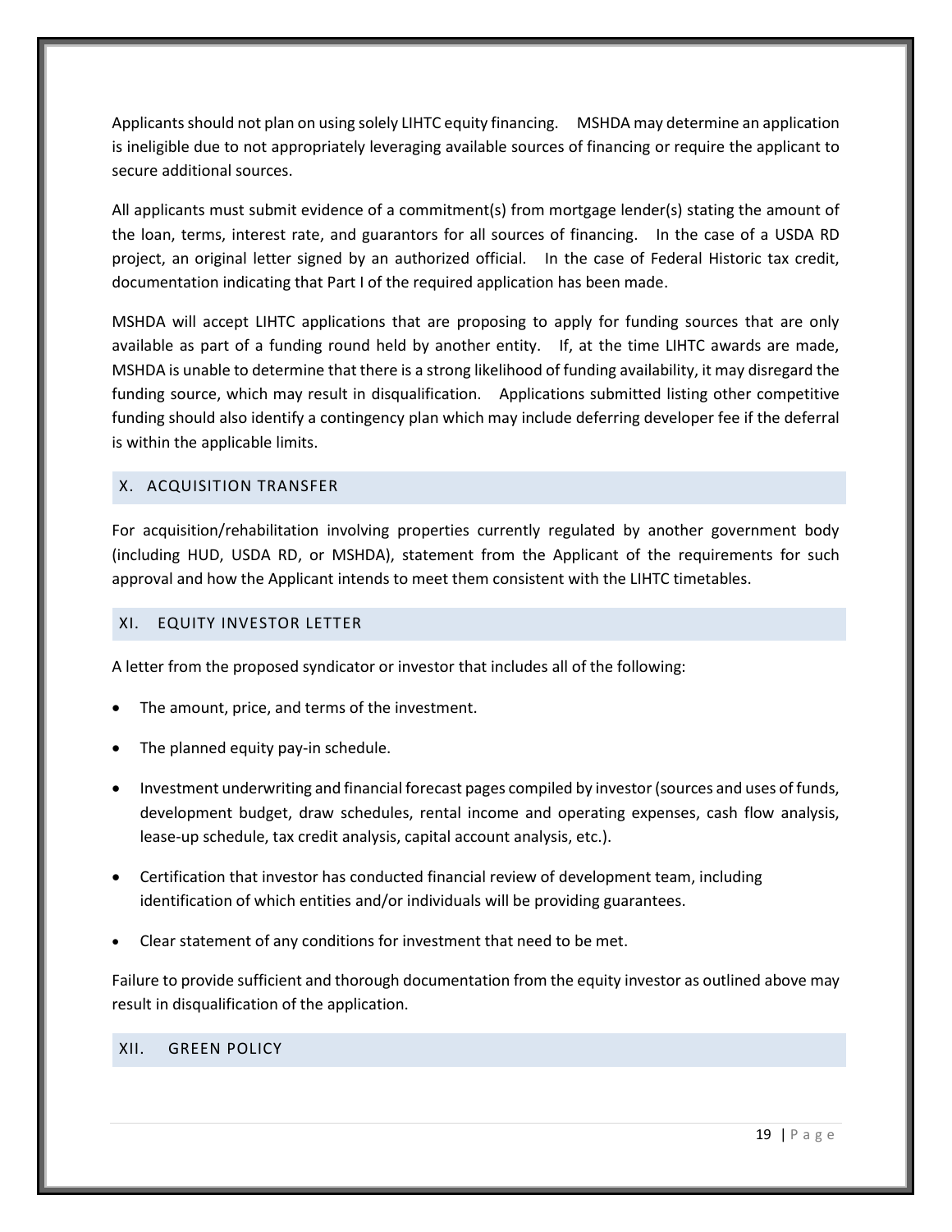Applicants should not plan on using solely LIHTC equity financing. MSHDA may determine an application is ineligible due to not appropriately leveraging available sources of financing or require the applicant to secure additional sources.

All applicants must submit evidence of a commitment(s) from mortgage lender(s) stating the amount of the loan, terms, interest rate, and guarantors for all sources of financing. In the case of a USDA RD project, an original letter signed by an authorized official. In the case of Federal Historic tax credit, documentation indicating that Part I of the required application has been made.

MSHDA will accept LIHTC applications that are proposing to apply for funding sources that are only available as part of a funding round held by another entity. If, at the time LIHTC awards are made, MSHDA is unable to determine that there is a strong likelihood of funding availability, it may disregard the funding source, which may result in disqualification. Applications submitted listing other competitive funding should also identify a contingency plan which may include deferring developer fee if the deferral is within the applicable limits.

## X. ACQUISITION TRANSFER

For acquisition/rehabilitation involving properties currently regulated by another government body (including HUD, USDA RD, or MSHDA), statement from the Applicant of the requirements for such approval and how the Applicant intends to meet them consistent with the LIHTC timetables.

## XI. EQUITY INVESTOR LETTER

A letter from the proposed syndicator or investor that includes all of the following:

- The amount, price, and terms of the investment.
- The planned equity pay-in schedule.
- Investment underwriting and financial forecast pages compiled by investor (sources and uses of funds, development budget, draw schedules, rental income and operating expenses, cash flow analysis, lease-up schedule, tax credit analysis, capital account analysis, etc.).
- Certification that investor has conducted financial review of development team, including identification of which entities and/or individuals will be providing guarantees.
- Clear statement of any conditions for investment that need to be met.

Failure to provide sufficient and thorough documentation from the equity investor as outlined above may result in disqualification of the application.

## XII. GREEN POLICY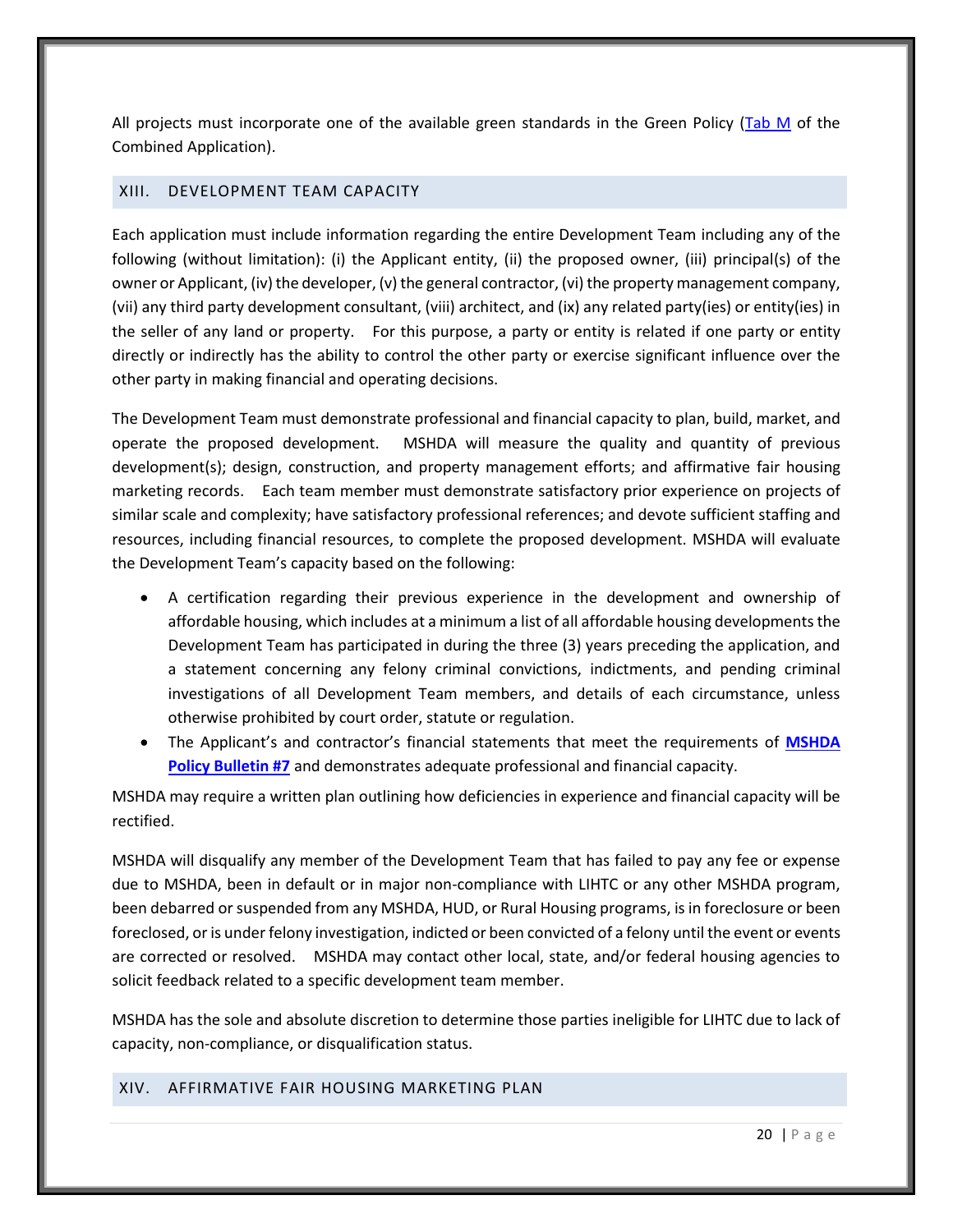All projects must incorporate one of the available green standards in the Green Policy ([Tab M]() of the Combined Application).

## XIII. DEVELOPMENT TEAM CAPACITY

Each application must include information regarding the entire Development Team including any of the following (without limitation): (i) the Applicant entity, (ii) the proposed owner, (iii) principal(s) of the owner or Applicant, (iv) the developer, (v) the general contractor, (vi) the property management company, (vii) any third party development consultant, (viii) architect, and (ix) any related party(ies) or entity(ies) in the seller of any land or property. For this purpose, a party or entity is related if one party or entity directly or indirectly has the ability to control the other party or exercise significant influence over the other party in making financial and operating decisions.

The Development Team must demonstrate professional and financial capacity to plan, build, market, and operate the proposed development. MSHDA will measure the quality and quantity of previous development(s); design, construction, and property management efforts; and affirmative fair housing marketing records. Each team member must demonstrate satisfactory prior experience on projects of similar scale and complexity; have satisfactory professional references; and devote sufficient staffing and resources, including financial resources, to complete the proposed development. MSHDA will evaluate the Development Team's capacity based on the following:

- A certification regarding their previous experience in the development and ownership of affordable housing, which includes at a minimum a list of all affordable housing developments the Development Team has participated in during the three (3) years preceding the application, and a statement concerning any felony criminal convictions, indictments, and pending criminal investigations of all Development Team members, and details of each circumstance, unless otherwise prohibited by court order, statute or regulation.
- The Applicant's and contractor's financial statements that meet the requirements of **[MSHDA Policy Bulletin #7]()** and demonstrates adequate professional and financial capacity.

MSHDA may require a written plan outlining how deficiencies in experience and financial capacity will be rectified.

MSHDA will disqualify any member of the Development Team that has failed to pay any fee or expense due to MSHDA, been in default or in major non-compliance with LIHTC or any other MSHDA program, been debarred or suspended from any MSHDA, HUD, or Rural Housing programs, is in foreclosure or been foreclosed, or is under felony investigation, indicted or been convicted of a felony until the event or events are corrected or resolved. MSHDA may contact other local, state, and/or federal housing agencies to solicit feedback related to a specific development team member.

MSHDA has the sole and absolute discretion to determine those parties ineligible for LIHTC due to lack of capacity, non-compliance, or disqualification status.

## XIV. AFFIRMATIVE FAIR HOUSING MARKETING PLAN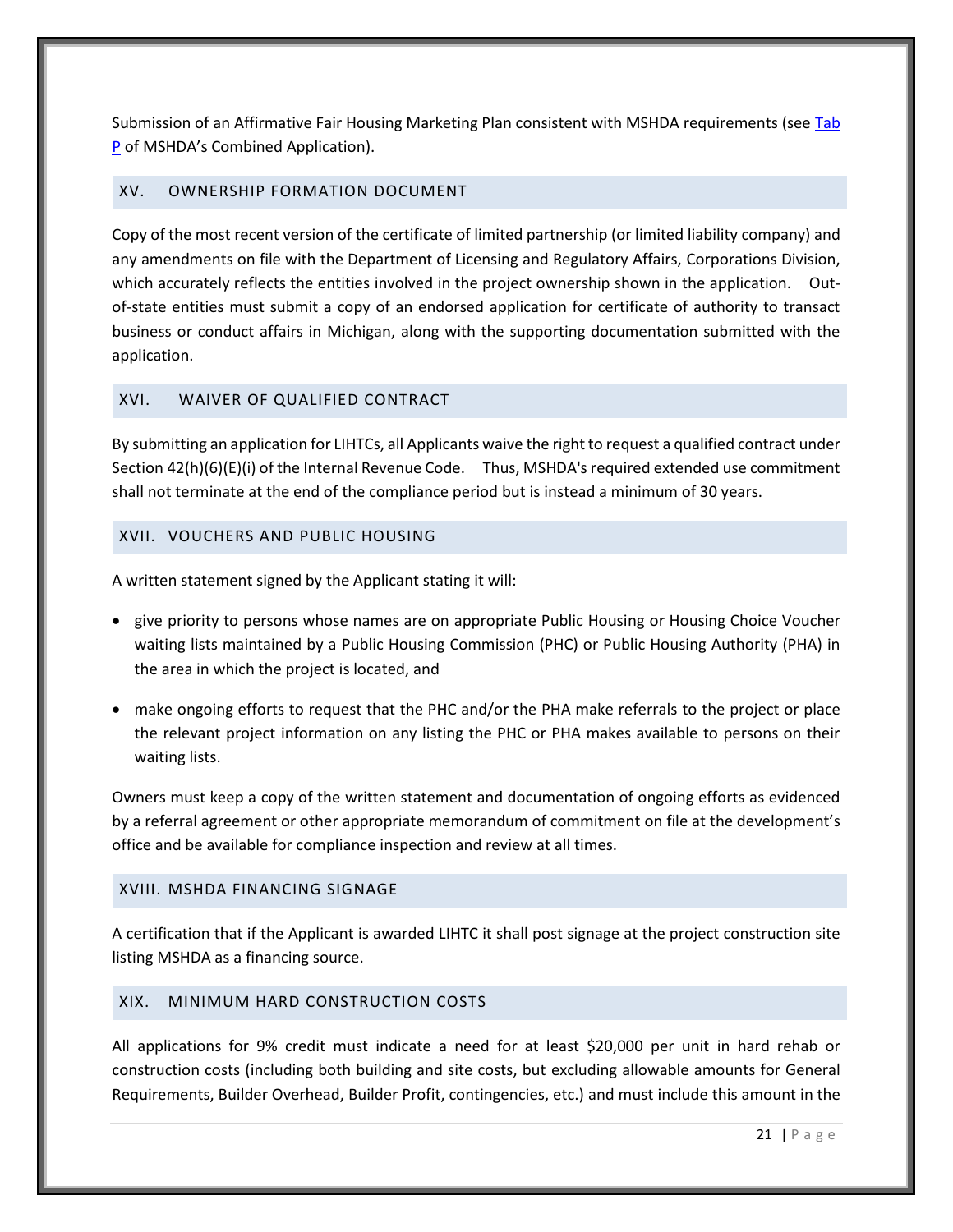Submission of an Affirmative Fair Housing Marketing Plan consistent with MSHDA requirements (see [Tab P]() of MSHDA's Combined Application).

## XV. OWNERSHIP FORMATION DOCUMENT

Copy of the most recent version of the certificate of limited partnership (or limited liability company) and any amendments on file with the Department of Licensing and Regulatory Affairs, Corporations Division, which accurately reflects the entities involved in the project ownership shown in the application. Out-of-state entities must submit a copy of an endorsed application for certificate of authority to transact business or conduct affairs in Michigan, along with the supporting documentation submitted with the application.

## XVI. WAIVER OF QUALIFIED CONTRACT

By submitting an application for LIHTCs, all Applicants waive the right to request a qualified contract under Section 42(h)(6)(E)(i) of the Internal Revenue Code. Thus, MSHDA's required extended use commitment shall not terminate at the end of the compliance period but is instead a minimum of 30 years.

## XVII. VOUCHERS AND PUBLIC HOUSING

A written statement signed by the Applicant stating it will:

- give priority to persons whose names are on appropriate Public Housing or Housing Choice Voucher waiting lists maintained by a Public Housing Commission (PHC) or Public Housing Authority (PHA) in the area in which the project is located, and
- make ongoing efforts to request that the PHC and/or the PHA make referrals to the project or place the relevant project information on any listing the PHC or PHA makes available to persons on their waiting lists.

Owners must keep a copy of the written statement and documentation of ongoing efforts as evidenced by a referral agreement or other appropriate memorandum of commitment on file at the development's office and be available for compliance inspection and review at all times.

## XVIII. MSHDA FINANCING SIGNAGE

A certification that if the Applicant is awarded LIHTC it shall post signage at the project construction site listing MSHDA as a financing source.

## XIX. MINIMUM HARD CONSTRUCTION COSTS

All applications for 9% credit must indicate a need for at least $20,000 per unit in hard rehab or construction costs (including both building and site costs, but excluding allowable amounts for General Requirements, Builder Overhead, Builder Profit, contingencies, etc.) and must include this amount in the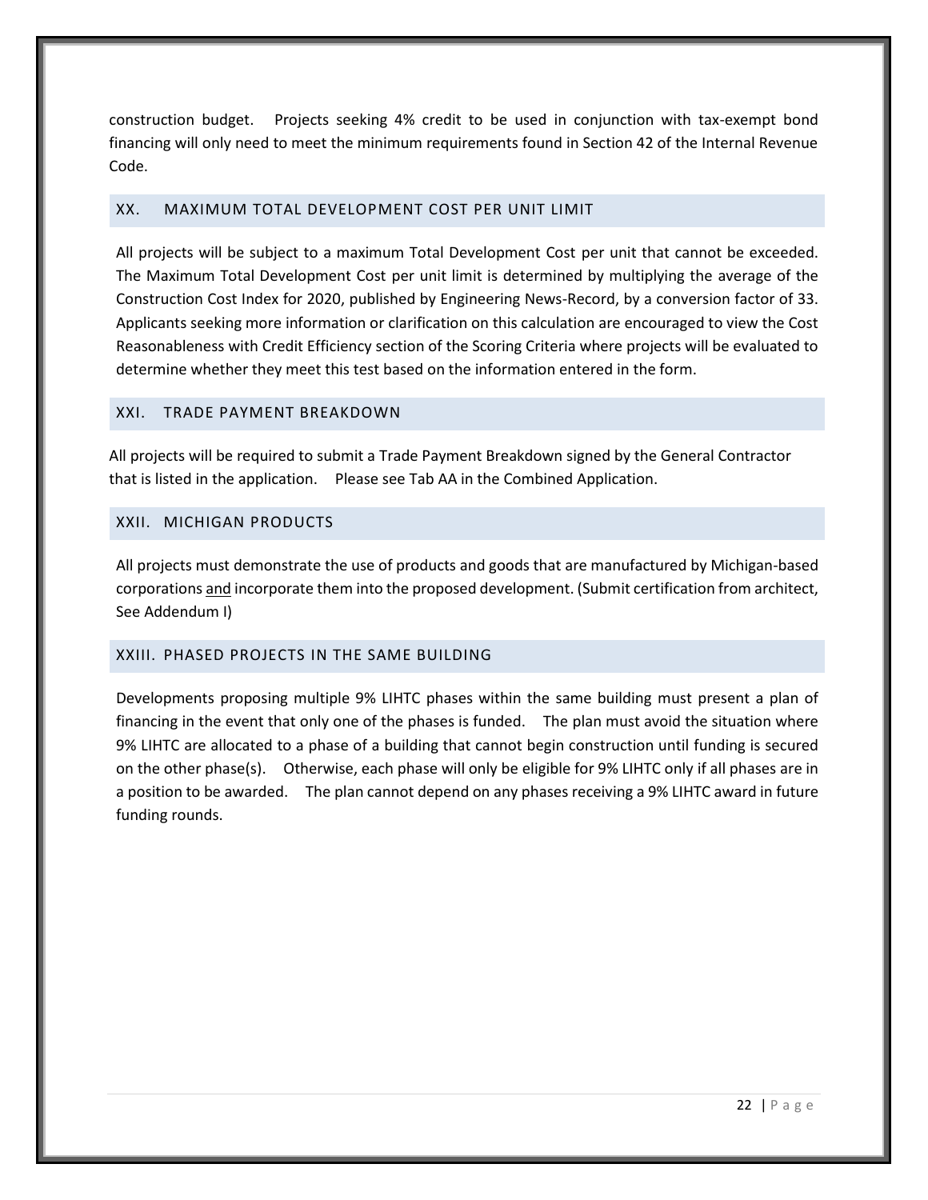construction budget. Projects seeking 4% credit to be used in conjunction with tax-exempt bond financing will only need to meet the minimum requirements found in Section 42 of the Internal Revenue Code.

## XX. MAXIMUM TOTAL DEVELOPMENT COST PER UNIT LIMIT

All projects will be subject to a maximum Total Development Cost per unit that cannot be exceeded. The Maximum Total Development Cost per unit limit is determined by multiplying the average of the Construction Cost Index for 2020, published by Engineering News-Record, by a conversion factor of 33. Applicants seeking more information or clarification on this calculation are encouraged to view the Cost Reasonableness with Credit Efficiency section of the Scoring Criteria where projects will be evaluated to determine whether they meet this test based on the information entered in the form.

## XXI. TRADE PAYMENT BREAKDOWN

All projects will be required to submit a Trade Payment Breakdown signed by the General Contractor that is listed in the application. Please see Tab AA in the Combined Application.

## XXII. MICHIGAN PRODUCTS

All projects must demonstrate the use of products and goods that are manufactured by Michigan-based corporations <u>and</u> incorporate them into the proposed development. (Submit certification from architect, See Addendum I)

## XXIII. PHASED PROJECTS IN THE SAME BUILDING

Developments proposing multiple 9% LIHTC phases within the same building must present a plan of financing in the event that only one of the phases is funded. The plan must avoid the situation where 9% LIHTC are allocated to a phase of a building that cannot begin construction until funding is secured on the other phase(s). Otherwise, each phase will only be eligible for 9% LIHTC only if all phases are in a position to be awarded. The plan cannot depend on any phases receiving a 9% LIHTC award in future funding rounds.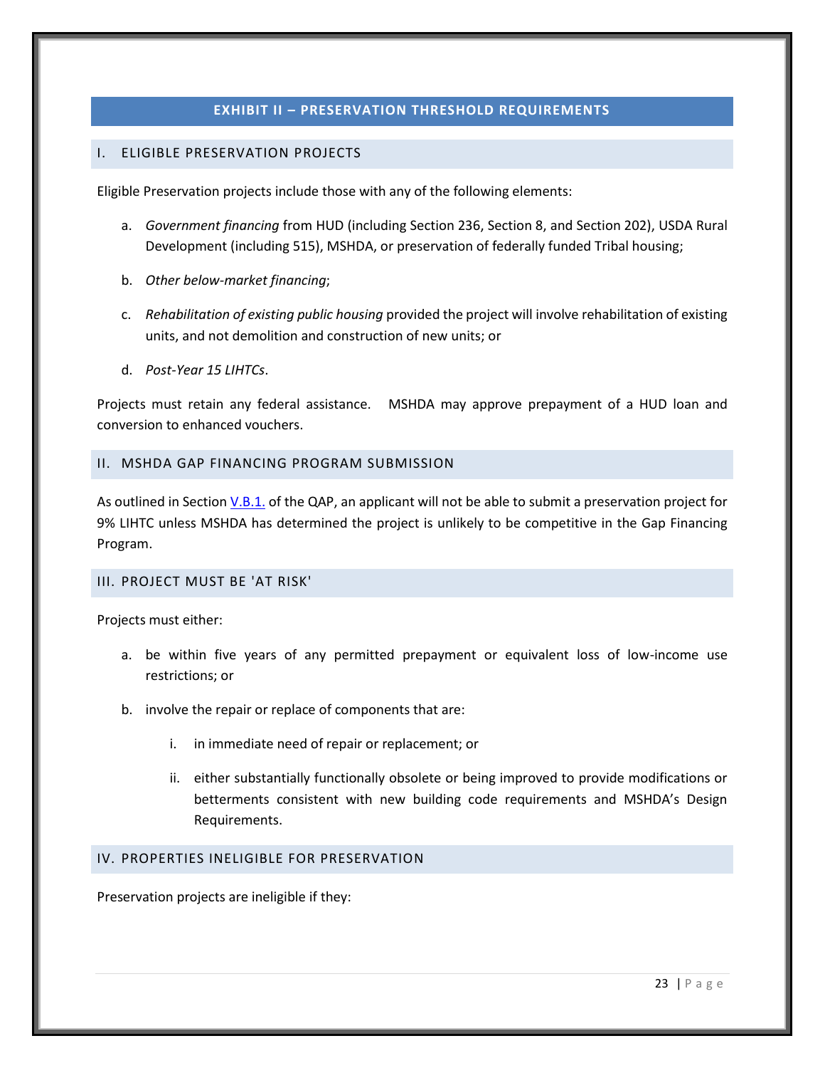# EXHIBIT II – PRESERVATION THRESHOLD REQUIREMENTS

## I. ELIGIBLE PRESERVATION PROJECTS

Eligible Preservation projects include those with any of the following elements:

a. *Government financing* from HUD (including Section 236, Section 8, and Section 202), USDA Rural Development (including 515), MSHDA, or preservation of federally funded Tribal housing;

b. *Other below-market financing*;

c. *Rehabilitation of existing public housing* provided the project will involve rehabilitation of existing units, and not demolition and construction of new units; or

d. *Post-Year 15 LIHTCs*.

Projects must retain any federal assistance. MSHDA may approve prepayment of a HUD loan and conversion to enhanced vouchers.

## II. MSHDA GAP FINANCING PROGRAM SUBMISSION

As outlined in Section V.B.1. of the QAP, an applicant will not be able to submit a preservation project for 9% LIHTC unless MSHDA has determined the project is unlikely to be competitive in the Gap Financing Program.

## III. PROJECT MUST BE 'AT RISK'

Projects must either:

a. be within five years of any permitted prepayment or equivalent loss of low-income use restrictions; or

b. involve the repair or replace of components that are:

   i. in immediate need of repair or replacement; or

   ii. either substantially functionally obsolete or being improved to provide modifications or betterments consistent with new building code requirements and MSHDA's Design Requirements.

## IV. PROPERTIES INELIGIBLE FOR PRESERVATION

Preservation projects are ineligible if they: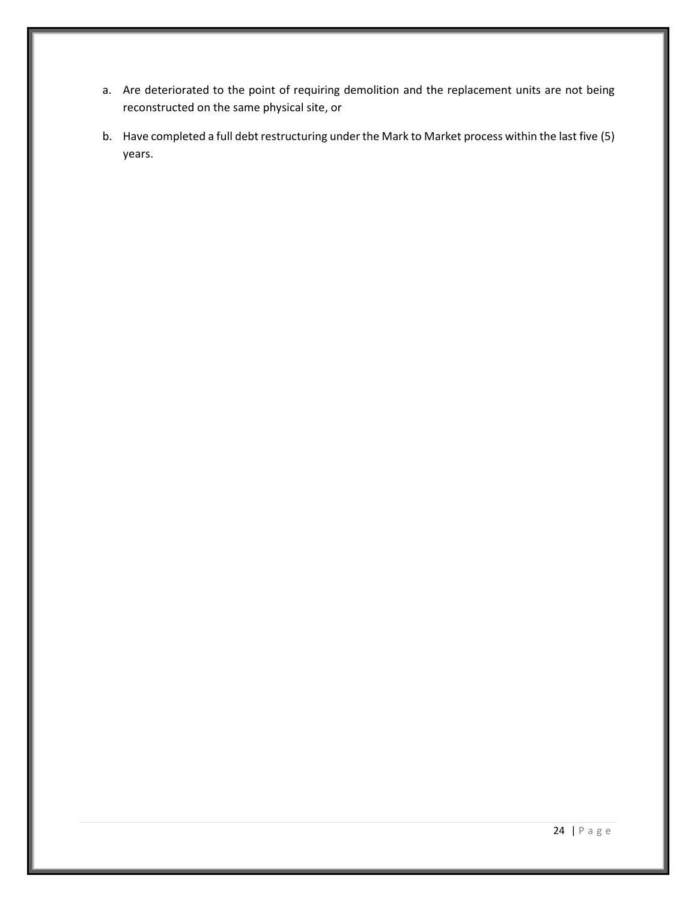a. Are deteriorated to the point of requiring demolition and the replacement units are not being reconstructed on the same physical site, or

b. Have completed a full debt restructuring under the Mark to Market process within the last five (5) years.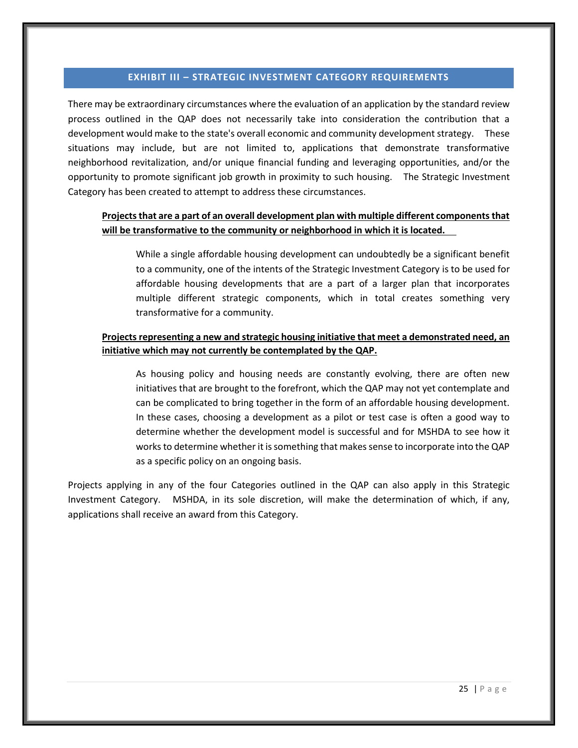## EXHIBIT III – STRATEGIC INVESTMENT CATEGORY REQUIREMENTS

There may be extraordinary circumstances where the evaluation of an application by the standard review process outlined in the QAP does not necessarily take into consideration the contribution that a development would make to the state's overall economic and community development strategy. These situations may include, but are not limited to, applications that demonstrate transformative neighborhood revitalization, and/or unique financial funding and leveraging opportunities, and/or the opportunity to promote significant job growth in proximity to such housing. The Strategic Investment Category has been created to attempt to address these circumstances.

**Projects that are a part of an overall development plan with multiple different components that will be transformative to the community or neighborhood in which it is located.**

While a single affordable housing development can undoubtedly be a significant benefit to a community, one of the intents of the Strategic Investment Category is to be used for affordable housing developments that are a part of a larger plan that incorporates multiple different strategic components, which in total creates something very transformative for a community.

**Projects representing a new and strategic housing initiative that meet a demonstrated need, an initiative which may not currently be contemplated by the QAP.**

As housing policy and housing needs are constantly evolving, there are often new initiatives that are brought to the forefront, which the QAP may not yet contemplate and can be complicated to bring together in the form of an affordable housing development. In these cases, choosing a development as a pilot or test case is often a good way to determine whether the development model is successful and for MSHDA to see how it works to determine whether it is something that makes sense to incorporate into the QAP as a specific policy on an ongoing basis.

Projects applying in any of the four Categories outlined in the QAP can also apply in this Strategic Investment Category. MSHDA, in its sole discretion, will make the determination of which, if any, applications shall receive an award from this Category.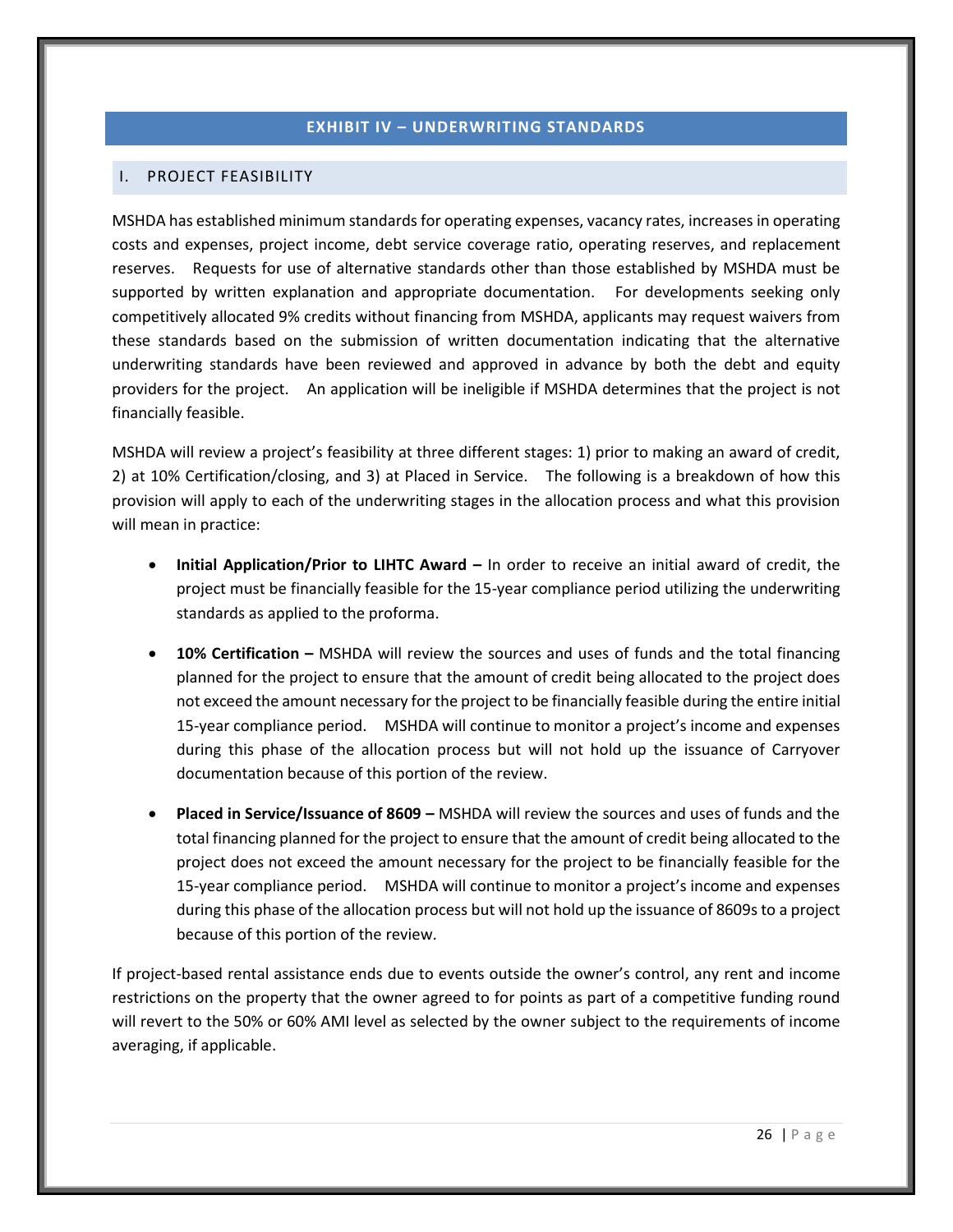# EXHIBIT IV – UNDERWRITING STANDARDS

## I. PROJECT FEASIBILITY

MSHDA has established minimum standards for operating expenses, vacancy rates, increases in operating costs and expenses, project income, debt service coverage ratio, operating reserves, and replacement reserves. Requests for use of alternative standards other than those established by MSHDA must be supported by written explanation and appropriate documentation. For developments seeking only competitively allocated 9% credits without financing from MSHDA, applicants may request waivers from these standards based on the submission of written documentation indicating that the alternative underwriting standards have been reviewed and approved in advance by both the debt and equity providers for the project. An application will be ineligible if MSHDA determines that the project is not financially feasible.

MSHDA will review a project's feasibility at three different stages: 1) prior to making an award of credit, 2) at 10% Certification/closing, and 3) at Placed in Service. The following is a breakdown of how this provision will apply to each of the underwriting stages in the allocation process and what this provision will mean in practice:

- **Initial Application/Prior to LIHTC Award –** In order to receive an initial award of credit, the project must be financially feasible for the 15-year compliance period utilizing the underwriting standards as applied to the proforma.
- **10% Certification –** MSHDA will review the sources and uses of funds and the total financing planned for the project to ensure that the amount of credit being allocated to the project does not exceed the amount necessary for the project to be financially feasible during the entire initial 15-year compliance period. MSHDA will continue to monitor a project's income and expenses during this phase of the allocation process but will not hold up the issuance of Carryover documentation because of this portion of the review.
- **Placed in Service/Issuance of 8609 –** MSHDA will review the sources and uses of funds and the total financing planned for the project to ensure that the amount of credit being allocated to the project does not exceed the amount necessary for the project to be financially feasible for the 15-year compliance period. MSHDA will continue to monitor a project's income and expenses during this phase of the allocation process but will not hold up the issuance of 8609s to a project because of this portion of the review.

If project-based rental assistance ends due to events outside the owner's control, any rent and income restrictions on the property that the owner agreed to for points as part of a competitive funding round will revert to the 50% or 60% AMI level as selected by the owner subject to the requirements of income averaging, if applicable.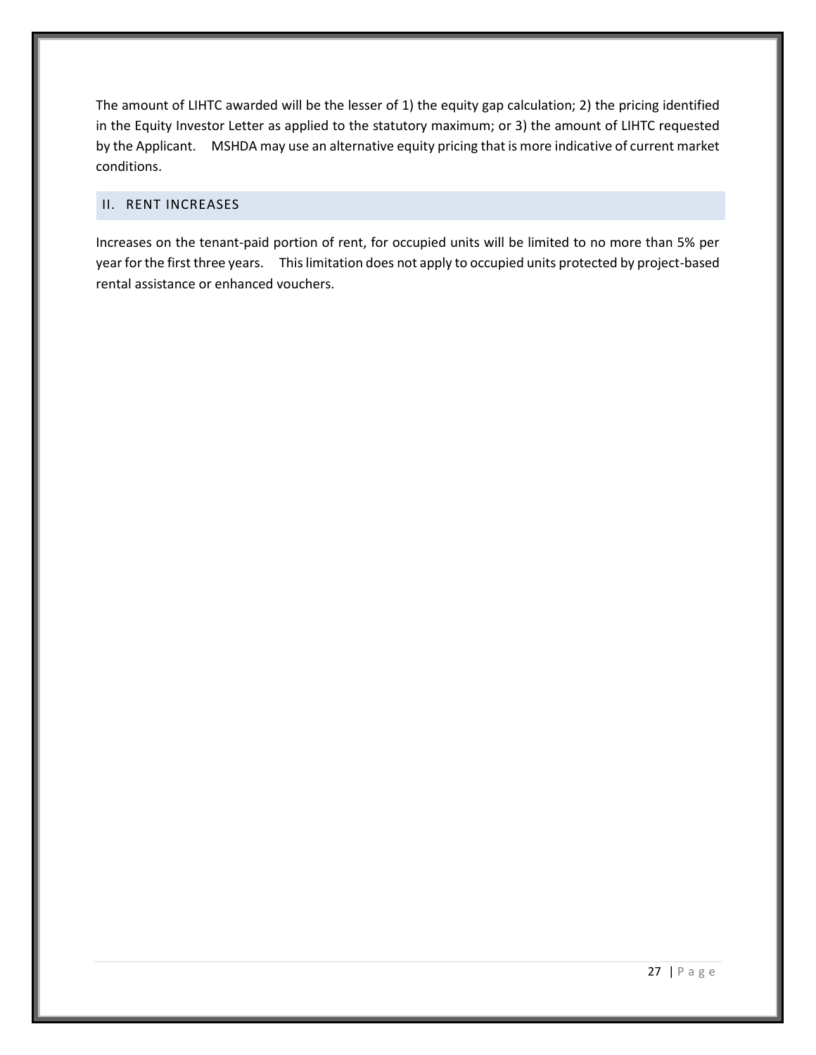The amount of LIHTC awarded will be the lesser of 1) the equity gap calculation; 2) the pricing identified in the Equity Investor Letter as applied to the statutory maximum; or 3) the amount of LIHTC requested by the Applicant. MSHDA may use an alternative equity pricing that is more indicative of current market conditions.

## II. RENT INCREASES

Increases on the tenant-paid portion of rent, for occupied units will be limited to no more than 5% per year for the first three years. This limitation does not apply to occupied units protected by project-based rental assistance or enhanced vouchers.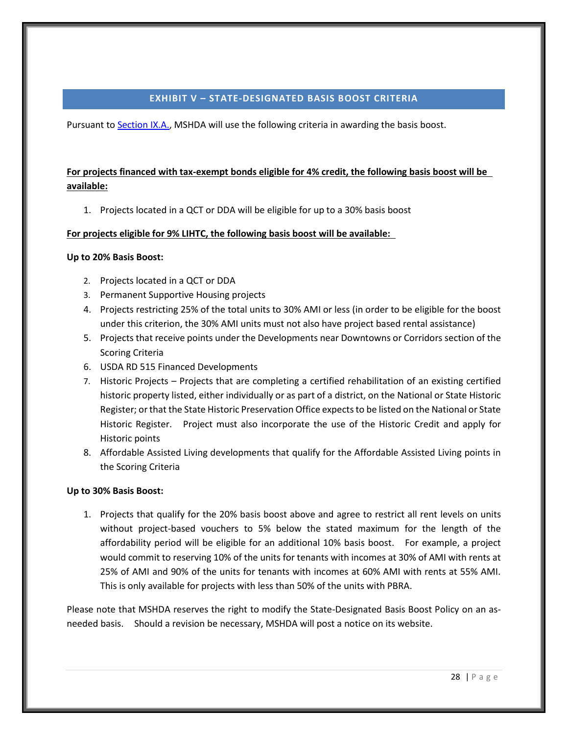## EXHIBIT V – STATE-DESIGNATED BASIS BOOST CRITERIA

Pursuant to Section IX.A., MSHDA will use the following criteria in awarding the basis boost.

**For projects financed with tax-exempt bonds eligible for 4% credit, the following basis boost will be available:**

1. Projects located in a QCT or DDA will be eligible for up to a 30% basis boost

**For projects eligible for 9% LIHTC, the following basis boost will be available:**

**Up to 20% Basis Boost:**

2. Projects located in a QCT or DDA
3. Permanent Supportive Housing projects
4. Projects restricting 25% of the total units to 30% AMI or less (in order to be eligible for the boost under this criterion, the 30% AMI units must not also have project based rental assistance)
5. Projects that receive points under the Developments near Downtowns or Corridors section of the Scoring Criteria
6. USDA RD 515 Financed Developments
7. Historic Projects – Projects that are completing a certified rehabilitation of an existing certified historic property listed, either individually or as part of a district, on the National or State Historic Register; or that the State Historic Preservation Office expects to be listed on the National or State Historic Register. Project must also incorporate the use of the Historic Credit and apply for Historic points
8. Affordable Assisted Living developments that qualify for the Affordable Assisted Living points in the Scoring Criteria

**Up to 30% Basis Boost:**

1. Projects that qualify for the 20% basis boost above and agree to restrict all rent levels on units without project-based vouchers to 5% below the stated maximum for the length of the affordability period will be eligible for an additional 10% basis boost. For example, a project would commit to reserving 10% of the units for tenants with incomes at 30% of AMI with rents at 25% of AMI and 90% of the units for tenants with incomes at 60% AMI with rents at 55% AMI. This is only available for projects with less than 50% of the units with PBRA.

Please note that MSHDA reserves the right to modify the State-Designated Basis Boost Policy on an as-needed basis. Should a revision be necessary, MSHDA will post a notice on its website.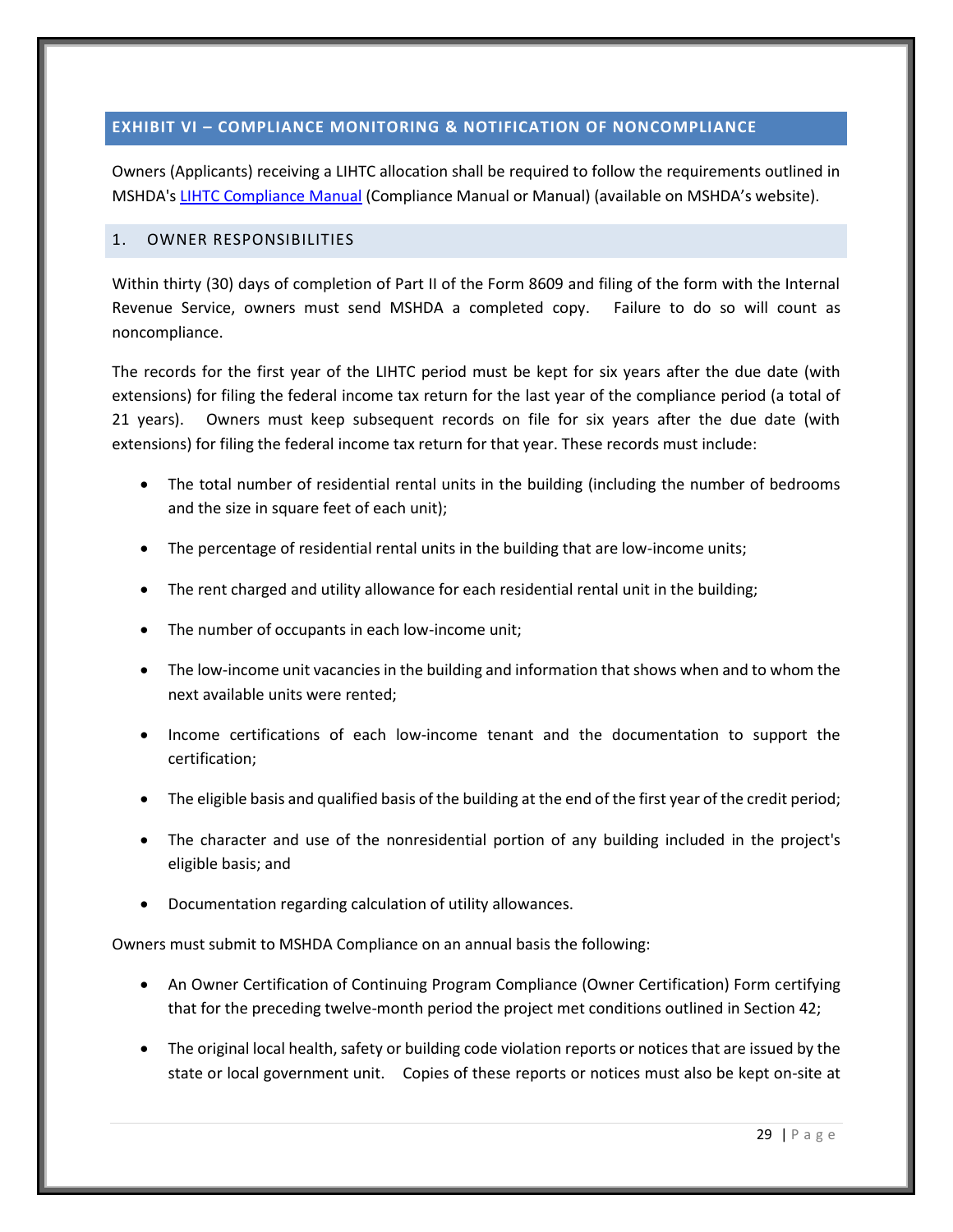## EXHIBIT VI – COMPLIANCE MONITORING & NOTIFICATION OF NONCOMPLIANCE

Owners (Applicants) receiving a LIHTC allocation shall be required to follow the requirements outlined in MSHDA's [LIHTC Compliance Manual](LIHTC Compliance Manual) (Compliance Manual or Manual) (available on MSHDA's website).

### 1. OWNER RESPONSIBILITIES

Within thirty (30) days of completion of Part II of the Form 8609 and filing of the form with the Internal Revenue Service, owners must send MSHDA a completed copy. Failure to do so will count as noncompliance.

The records for the first year of the LIHTC period must be kept for six years after the due date (with extensions) for filing the federal income tax return for the last year of the compliance period (a total of 21 years). Owners must keep subsequent records on file for six years after the due date (with extensions) for filing the federal income tax return for that year. These records must include:

- The total number of residential rental units in the building (including the number of bedrooms and the size in square feet of each unit);
- The percentage of residential rental units in the building that are low-income units;
- The rent charged and utility allowance for each residential rental unit in the building;
- The number of occupants in each low-income unit;
- The low-income unit vacancies in the building and information that shows when and to whom the next available units were rented;
- Income certifications of each low-income tenant and the documentation to support the certification;
- The eligible basis and qualified basis of the building at the end of the first year of the credit period;
- The character and use of the nonresidential portion of any building included in the project's eligible basis; and
- Documentation regarding calculation of utility allowances.

Owners must submit to MSHDA Compliance on an annual basis the following:

- An Owner Certification of Continuing Program Compliance (Owner Certification) Form certifying that for the preceding twelve-month period the project met conditions outlined in Section 42;
- The original local health, safety or building code violation reports or notices that are issued by the state or local government unit. Copies of these reports or notices must also be kept on-site at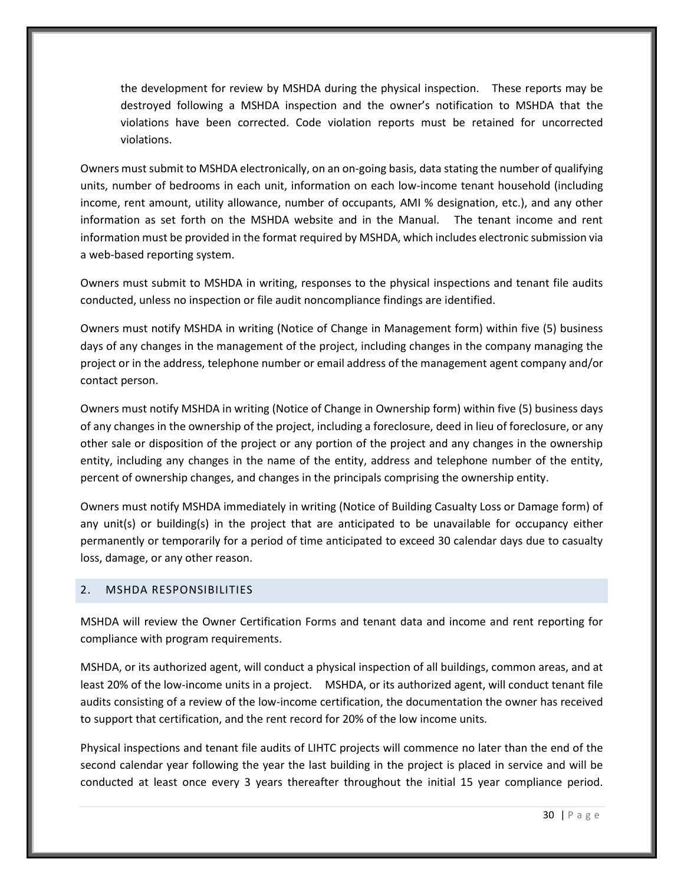the development for review by MSHDA during the physical inspection. These reports may be destroyed following a MSHDA inspection and the owner's notification to MSHDA that the violations have been corrected. Code violation reports must be retained for uncorrected violations.

Owners must submit to MSHDA electronically, on an on-going basis, data stating the number of qualifying units, number of bedrooms in each unit, information on each low-income tenant household (including income, rent amount, utility allowance, number of occupants, AMI % designation, etc.), and any other information as set forth on the MSHDA website and in the Manual. The tenant income and rent information must be provided in the format required by MSHDA, which includes electronic submission via a web-based reporting system.

Owners must submit to MSHDA in writing, responses to the physical inspections and tenant file audits conducted, unless no inspection or file audit noncompliance findings are identified.

Owners must notify MSHDA in writing (Notice of Change in Management form) within five (5) business days of any changes in the management of the project, including changes in the company managing the project or in the address, telephone number or email address of the management agent company and/or contact person.

Owners must notify MSHDA in writing (Notice of Change in Ownership form) within five (5) business days of any changes in the ownership of the project, including a foreclosure, deed in lieu of foreclosure, or any other sale or disposition of the project or any portion of the project and any changes in the ownership entity, including any changes in the name of the entity, address and telephone number of the entity, percent of ownership changes, and changes in the principals comprising the ownership entity.

Owners must notify MSHDA immediately in writing (Notice of Building Casualty Loss or Damage form) of any unit(s) or building(s) in the project that are anticipated to be unavailable for occupancy either permanently or temporarily for a period of time anticipated to exceed 30 calendar days due to casualty loss, damage, or any other reason.

## 2. MSHDA RESPONSIBILITIES

MSHDA will review the Owner Certification Forms and tenant data and income and rent reporting for compliance with program requirements.

MSHDA, or its authorized agent, will conduct a physical inspection of all buildings, common areas, and at least 20% of the low-income units in a project. MSHDA, or its authorized agent, will conduct tenant file audits consisting of a review of the low-income certification, the documentation the owner has received to support that certification, and the rent record for 20% of the low income units.

Physical inspections and tenant file audits of LIHTC projects will commence no later than the end of the second calendar year following the year the last building in the project is placed in service and will be conducted at least once every 3 years thereafter throughout the initial 15 year compliance period.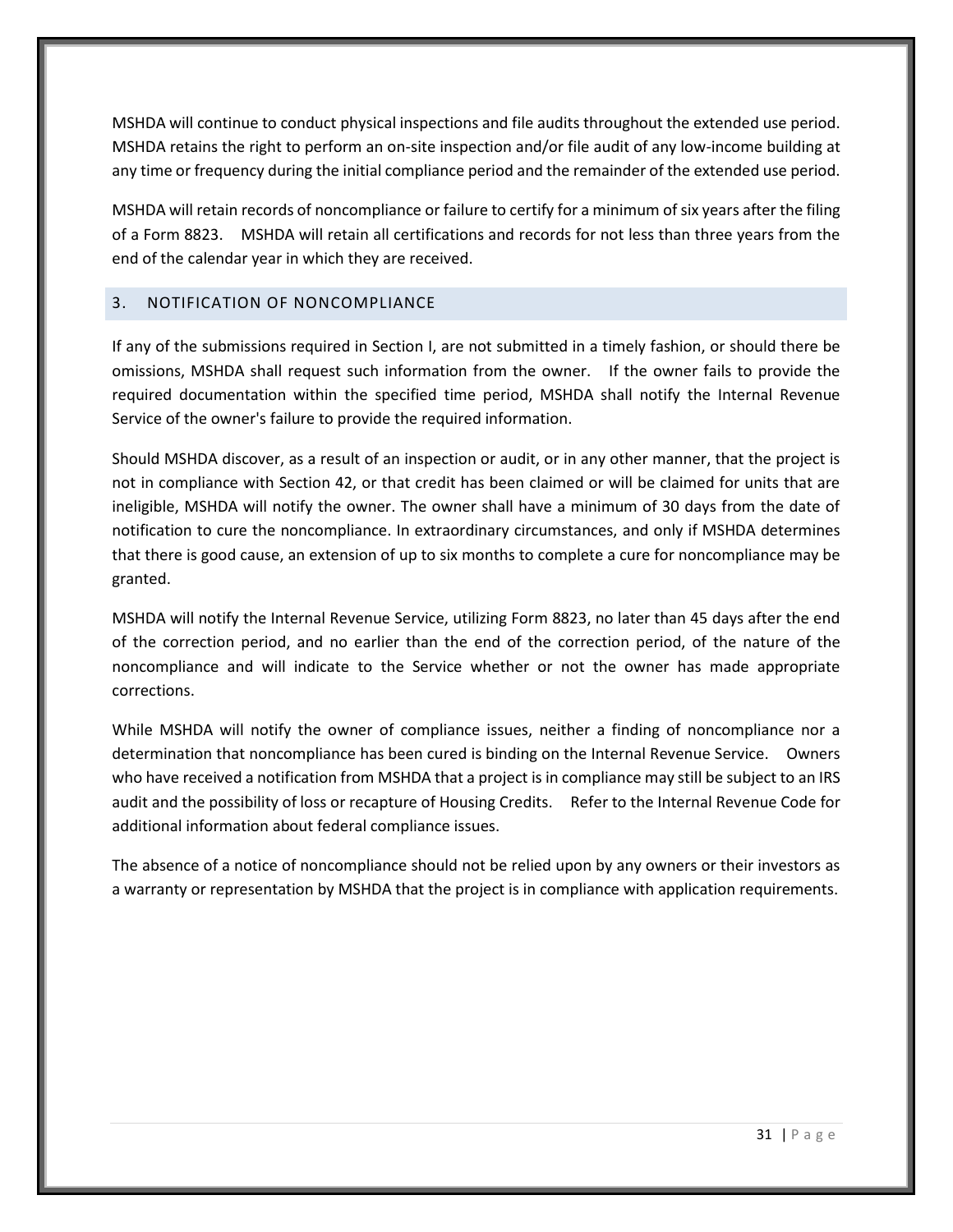MSHDA will continue to conduct physical inspections and file audits throughout the extended use period. MSHDA retains the right to perform an on-site inspection and/or file audit of any low-income building at any time or frequency during the initial compliance period and the remainder of the extended use period.

MSHDA will retain records of noncompliance or failure to certify for a minimum of six years after the filing of a Form 8823. MSHDA will retain all certifications and records for not less than three years from the end of the calendar year in which they are received.

## 3. NOTIFICATION OF NONCOMPLIANCE

If any of the submissions required in Section I, are not submitted in a timely fashion, or should there be omissions, MSHDA shall request such information from the owner. If the owner fails to provide the required documentation within the specified time period, MSHDA shall notify the Internal Revenue Service of the owner's failure to provide the required information.

Should MSHDA discover, as a result of an inspection or audit, or in any other manner, that the project is not in compliance with Section 42, or that credit has been claimed or will be claimed for units that are ineligible, MSHDA will notify the owner. The owner shall have a minimum of 30 days from the date of notification to cure the noncompliance. In extraordinary circumstances, and only if MSHDA determines that there is good cause, an extension of up to six months to complete a cure for noncompliance may be granted.

MSHDA will notify the Internal Revenue Service, utilizing Form 8823, no later than 45 days after the end of the correction period, and no earlier than the end of the correction period, of the nature of the noncompliance and will indicate to the Service whether or not the owner has made appropriate corrections.

While MSHDA will notify the owner of compliance issues, neither a finding of noncompliance nor a determination that noncompliance has been cured is binding on the Internal Revenue Service. Owners who have received a notification from MSHDA that a project is in compliance may still be subject to an IRS audit and the possibility of loss or recapture of Housing Credits. Refer to the Internal Revenue Code for additional information about federal compliance issues.

The absence of a notice of noncompliance should not be relied upon by any owners or their investors as a warranty or representation by MSHDA that the project is in compliance with application requirements.